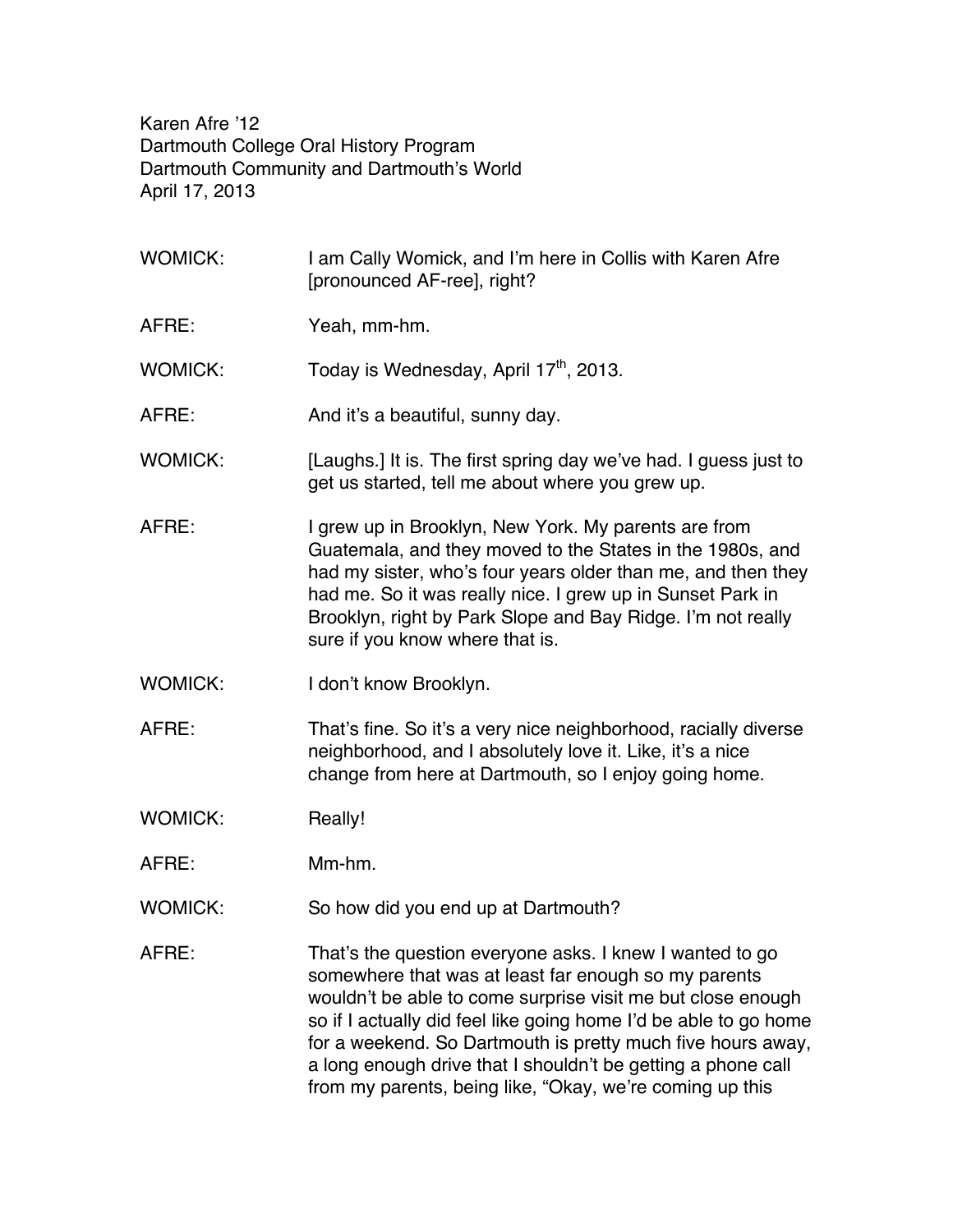Karen Afre ’12
Dartmouth College Oral History Program
Dartmouth Community and Dartmouth’s World
April 17, 2013

WOMICK: I am Cally Womick, and I’m here in Collis with Karen Afre [pronounced AF-ree], right?

AFRE: Yeah, mm-hm.

WOMICK: Today is Wednesday, April 17th, 2013.

AFRE: And it’s a beautiful, sunny day.

WOMICK: [Laughs.] It is. The first spring day we’ve had. I guess just to get us started, tell me about where you grew up.

AFRE: I grew up in Brooklyn, New York. My parents are from Guatemala, and they moved to the States in the 1980s, and had my sister, who’s four years older than me, and then they had me. So it was really nice. I grew up in Sunset Park in Brooklyn, right by Park Slope and Bay Ridge. I’m not really sure if you know where that is.

WOMICK: I don’t know Brooklyn.

AFRE: That’s fine. So it’s a very nice neighborhood, racially diverse neighborhood, and I absolutely love it. Like, it’s a nice change from here at Dartmouth, so I enjoy going home.

WOMICK: Really!

AFRE: Mm-hm.

WOMICK: So how did you end up at Dartmouth?

AFRE: That’s the question everyone asks. I knew I wanted to go somewhere that was at least far enough so my parents wouldn’t be able to come surprise visit me but close enough so if I actually did feel like going home I’d be able to go home for a weekend. So Dartmouth is pretty much five hours away, a long enough drive that I shouldn’t be getting a phone call from my parents, being like, “Okay, we’re coming up this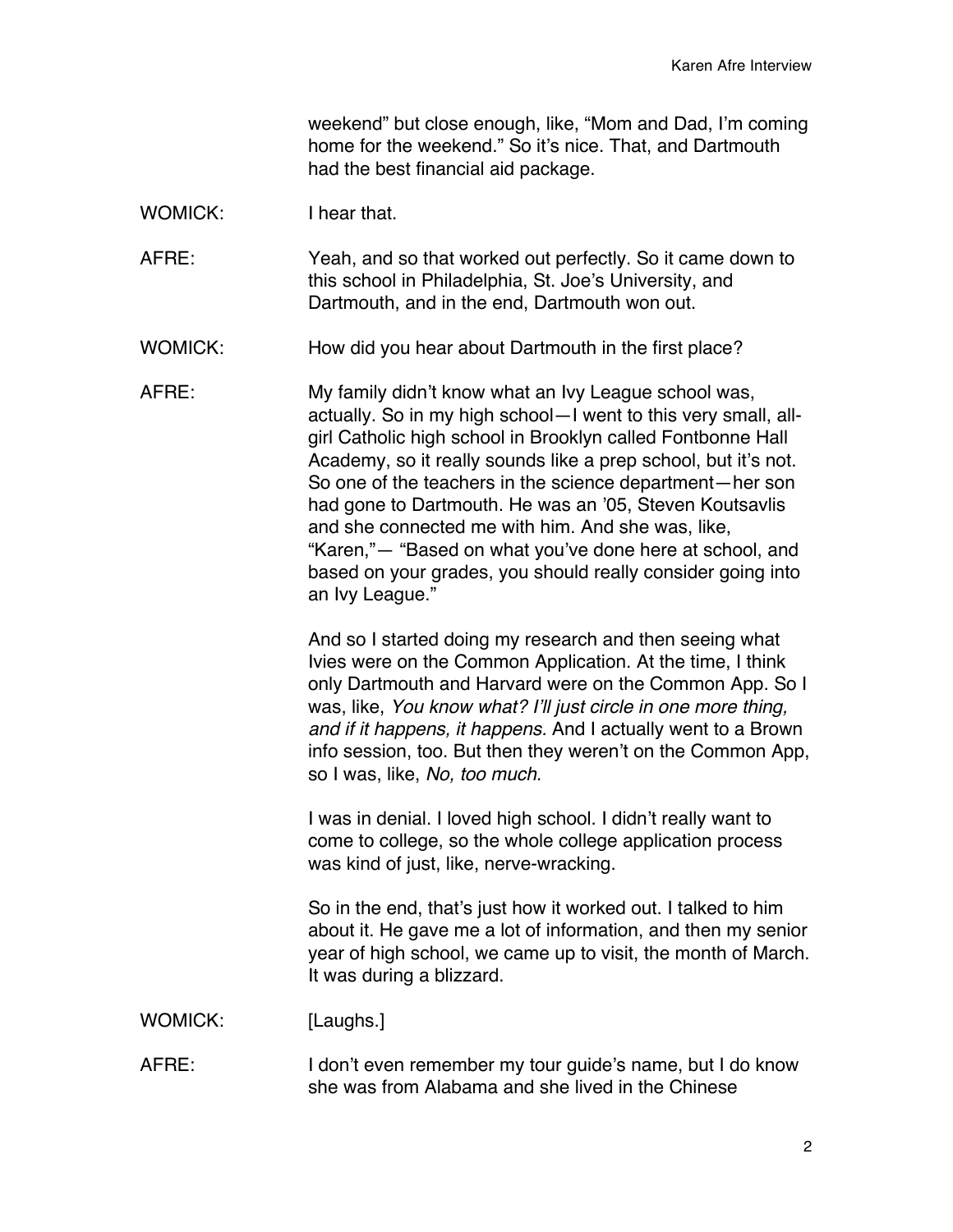weekend" but close enough, like, "Mom and Dad, I'm coming home for the weekend." So it's nice. That, and Dartmouth had the best financial aid package.

WOMICK: I hear that.

AFRE: Yeah, and so that worked out perfectly. So it came down to this school in Philadelphia, St. Joe's University, and Dartmouth, and in the end, Dartmouth won out.

WOMICK: How did you hear about Dartmouth in the first place?

AFRE: My family didn't know what an Ivy League school was, actually. So in my high school—I went to this very small, all-girl Catholic high school in Brooklyn called Fontbonne Hall Academy, so it really sounds like a prep school, but it's not. So one of the teachers in the science department—her son had gone to Dartmouth. He was an '05, Steven Koutsavlis and she connected me with him. And she was, like, "Karen,"— "Based on what you've done here at school, and based on your grades, you should really consider going into an Ivy League."

And so I started doing my research and then seeing what Ivies were on the Common Application. At the time, I think only Dartmouth and Harvard were on the Common App. So I was, like, *You know what? I'll just circle in one more thing, and if it happens, it happens.* And I actually went to a Brown info session, too. But then they weren't on the Common App, so I was, like, *No, too much.*

I was in denial. I loved high school. I didn't really want to come to college, so the whole college application process was kind of just, like, nerve-wracking.

So in the end, that's just how it worked out. I talked to him about it. He gave me a lot of information, and then my senior year of high school, we came up to visit, the month of March. It was during a blizzard.

WOMICK: [Laughs.]

AFRE: I don't even remember my tour guide's name, but I do know she was from Alabama and she lived in the Chinese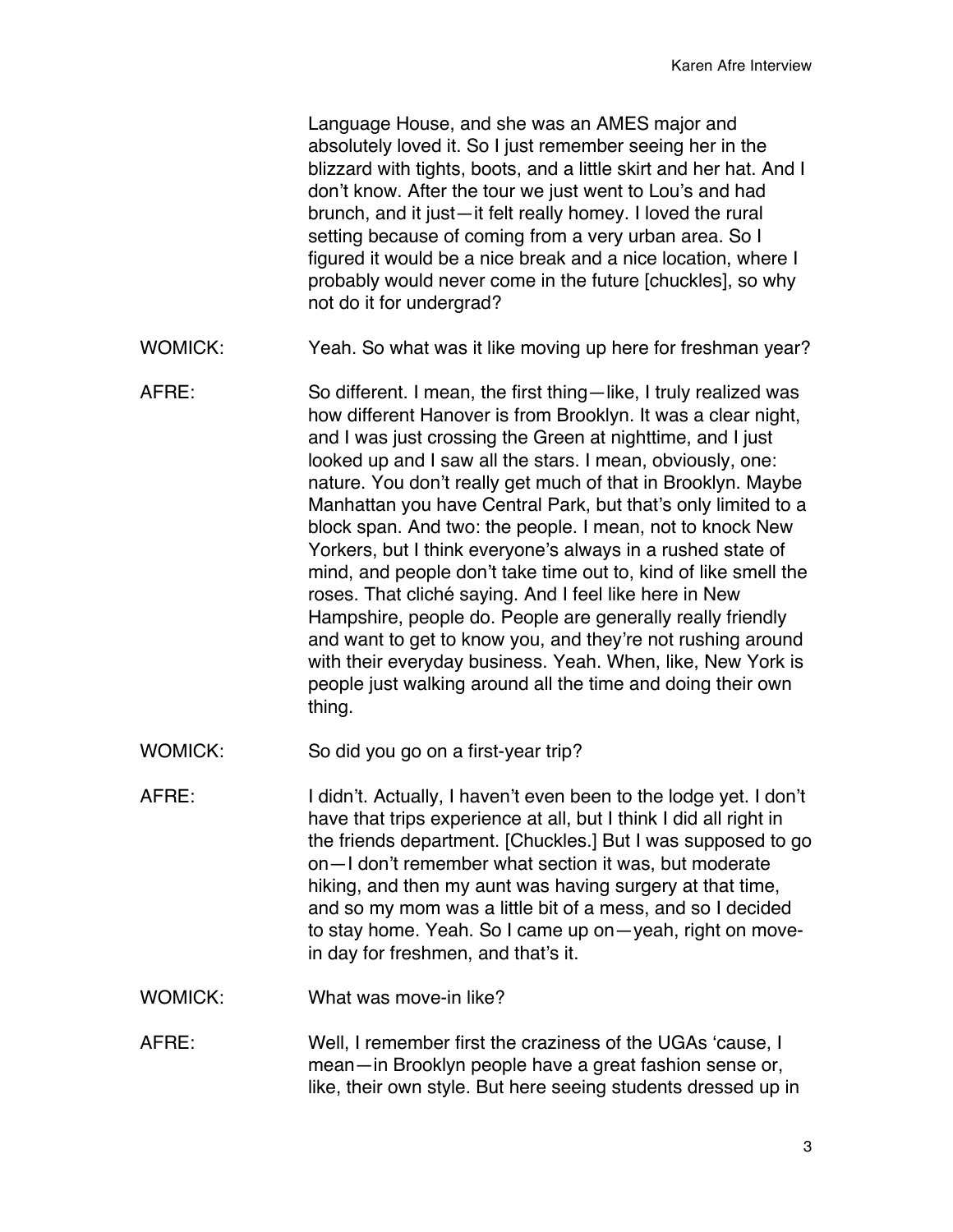Language House, and she was an AMES major and absolutely loved it. So I just remember seeing her in the blizzard with tights, boots, and a little skirt and her hat. And I don't know. After the tour we just went to Lou's and had brunch, and it just—it felt really homey. I loved the rural setting because of coming from a very urban area. So I figured it would be a nice break and a nice location, where I probably would never come in the future [chuckles], so why not do it for undergrad?

WOMICK: Yeah. So what was it like moving up here for freshman year?

AFRE: So different. I mean, the first thing—like, I truly realized was how different Hanover is from Brooklyn. It was a clear night, and I was just crossing the Green at nighttime, and I just looked up and I saw all the stars. I mean, obviously, one: nature. You don't really get much of that in Brooklyn. Maybe Manhattan you have Central Park, but that's only limited to a block span. And two: the people. I mean, not to knock New Yorkers, but I think everyone's always in a rushed state of mind, and people don't take time out to, kind of like smell the roses. That cliché saying. And I feel like here in New Hampshire, people do. People are generally really friendly and want to get to know you, and they're not rushing around with their everyday business. Yeah. When, like, New York is people just walking around all the time and doing their own thing.

WOMICK: So did you go on a first-year trip?

AFRE: I didn't. Actually, I haven't even been to the lodge yet. I don't have that trips experience at all, but I think I did all right in the friends department. [Chuckles.] But I was supposed to go on—I don't remember what section it was, but moderate hiking, and then my aunt was having surgery at that time, and so my mom was a little bit of a mess, and so I decided to stay home. Yeah. So I came up on—yeah, right on move-in day for freshmen, and that's it.

WOMICK: What was move-in like?

AFRE: Well, I remember first the craziness of the UGAs 'cause, I mean—in Brooklyn people have a great fashion sense or, like, their own style. But here seeing students dressed up in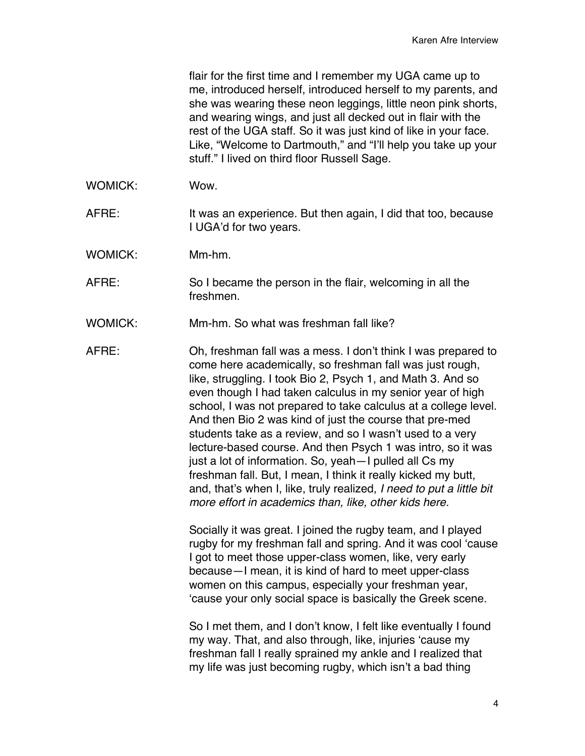flair for the first time and I remember my UGA came up to me, introduced herself, introduced herself to my parents, and she was wearing these neon leggings, little neon pink shorts, and wearing wings, and just all decked out in flair with the rest of the UGA staff. So it was just kind of like in your face. Like, "Welcome to Dartmouth," and "I'll help you take up your stuff." I lived on third floor Russell Sage.

WOMICK: Wow.

AFRE: It was an experience. But then again, I did that too, because I UGA'd for two years.

WOMICK: Mm-hm.

AFRE: So I became the person in the flair, welcoming in all the freshmen.

WOMICK: Mm-hm. So what was freshman fall like?

AFRE: Oh, freshman fall was a mess. I don't think I was prepared to come here academically, so freshman fall was just rough, like, struggling. I took Bio 2, Psych 1, and Math 3. And so even though I had taken calculus in my senior year of high school, I was not prepared to take calculus at a college level. And then Bio 2 was kind of just the course that pre-med students take as a review, and so I wasn't used to a very lecture-based course. And then Psych 1 was intro, so it was just a lot of information. So, yeah—I pulled all Cs my freshman fall. But, I mean, I think it really kicked my butt, and, that's when I, like, truly realized, *I need to put a little bit more effort in academics than, like, other kids here.*

Socially it was great. I joined the rugby team, and I played rugby for my freshman fall and spring. And it was cool 'cause I got to meet those upper-class women, like, very early because—I mean, it is kind of hard to meet upper-class women on this campus, especially your freshman year, 'cause your only social space is basically the Greek scene.

So I met them, and I don't know, I felt like eventually I found my way. That, and also through, like, injuries 'cause my freshman fall I really sprained my ankle and I realized that my life was just becoming rugby, which isn't a bad thing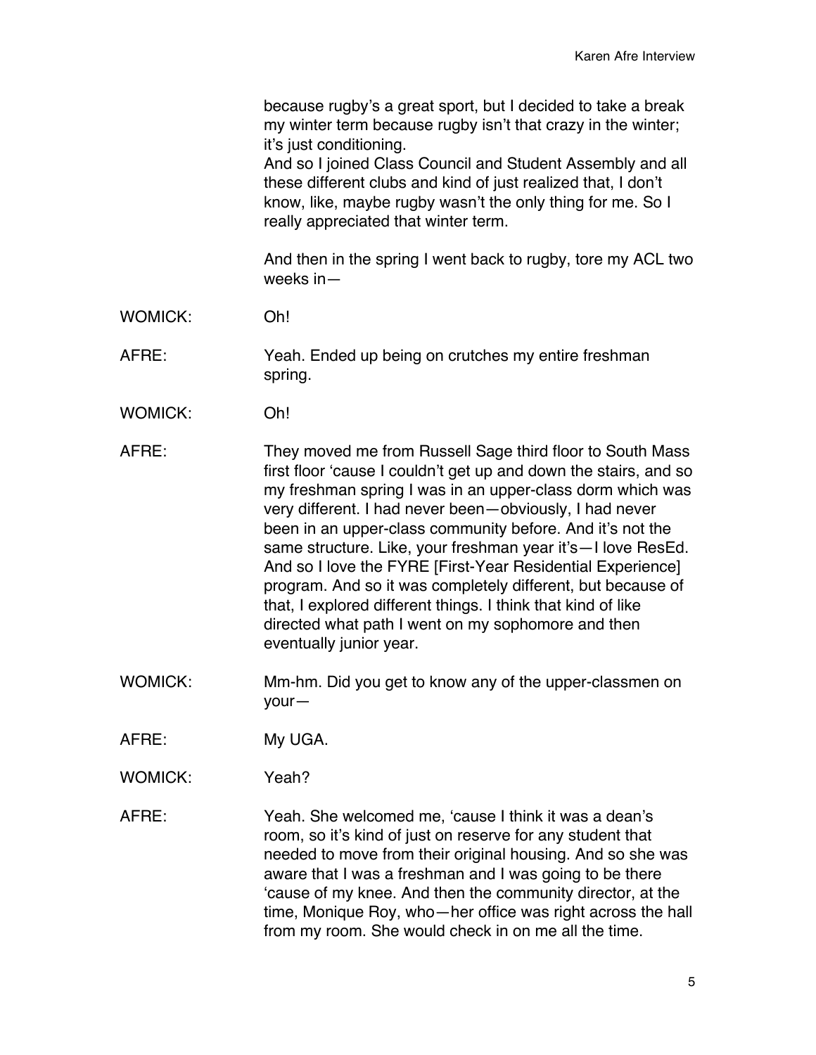because rugby's a great sport, but I decided to take a break my winter term because rugby isn't that crazy in the winter; it's just conditioning.
And so I joined Class Council and Student Assembly and all these different clubs and kind of just realized that, I don't know, like, maybe rugby wasn't the only thing for me. So I really appreciated that winter term.

And then in the spring I went back to rugby, tore my ACL two weeks in—

WOMICK: Oh!

AFRE: Yeah. Ended up being on crutches my entire freshman spring.

WOMICK: Oh!

AFRE: They moved me from Russell Sage third floor to South Mass first floor 'cause I couldn't get up and down the stairs, and so my freshman spring I was in an upper-class dorm which was very different. I had never been—obviously, I had never been in an upper-class community before. And it's not the same structure. Like, your freshman year it's—I love ResEd. And so I love the FYRE [First-Year Residential Experience] program. And so it was completely different, but because of that, I explored different things. I think that kind of like directed what path I went on my sophomore and then eventually junior year.

WOMICK: Mm-hm. Did you get to know any of the upper-classmen on your—

AFRE: My UGA.

WOMICK: Yeah?

AFRE: Yeah. She welcomed me, 'cause I think it was a dean's room, so it's kind of just on reserve for any student that needed to move from their original housing. And so she was aware that I was a freshman and I was going to be there 'cause of my knee. And then the community director, at the time, Monique Roy, who—her office was right across the hall from my room. She would check in on me all the time.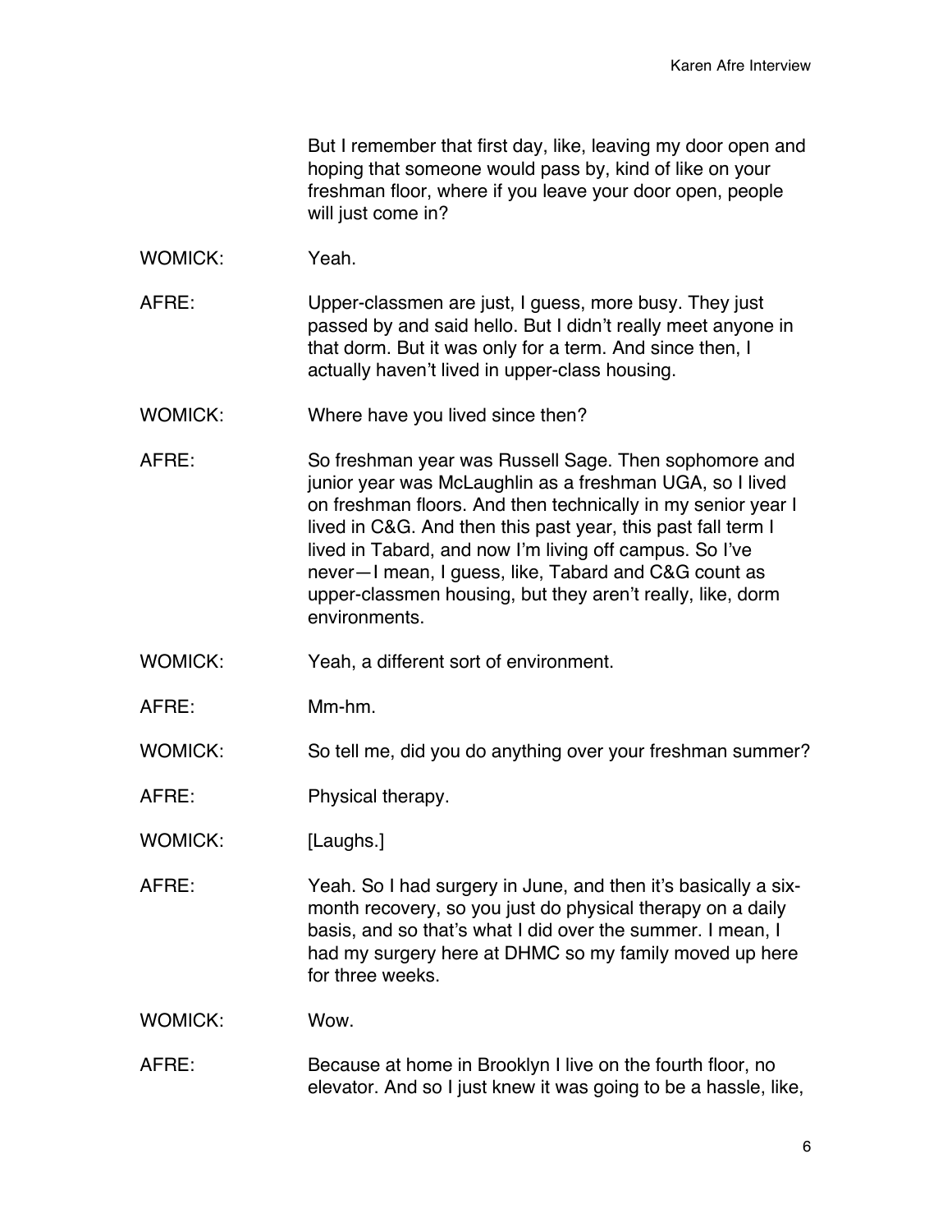But I remember that first day, like, leaving my door open and hoping that someone would pass by, kind of like on your freshman floor, where if you leave your door open, people will just come in?

WOMICK: Yeah.

AFRE: Upper-classmen are just, I guess, more busy. They just passed by and said hello. But I didn't really meet anyone in that dorm. But it was only for a term. And since then, I actually haven't lived in upper-class housing.

WOMICK: Where have you lived since then?

AFRE: So freshman year was Russell Sage. Then sophomore and junior year was McLaughlin as a freshman UGA, so I lived on freshman floors. And then technically in my senior year I lived in C&G. And then this past year, this past fall term I lived in Tabard, and now I'm living off campus. So I've never—I mean, I guess, like, Tabard and C&G count as upper-classmen housing, but they aren't really, like, dorm environments.

WOMICK: Yeah, a different sort of environment.

AFRE: Mm-hm.

WOMICK: So tell me, did you do anything over your freshman summer?

AFRE: Physical therapy.

WOMICK: [Laughs.]

AFRE: Yeah. So I had surgery in June, and then it's basically a six-month recovery, so you just do physical therapy on a daily basis, and so that's what I did over the summer. I mean, I had my surgery here at DHMC so my family moved up here for three weeks.

WOMICK: Wow.

AFRE: Because at home in Brooklyn I live on the fourth floor, no elevator. And so I just knew it was going to be a hassle, like,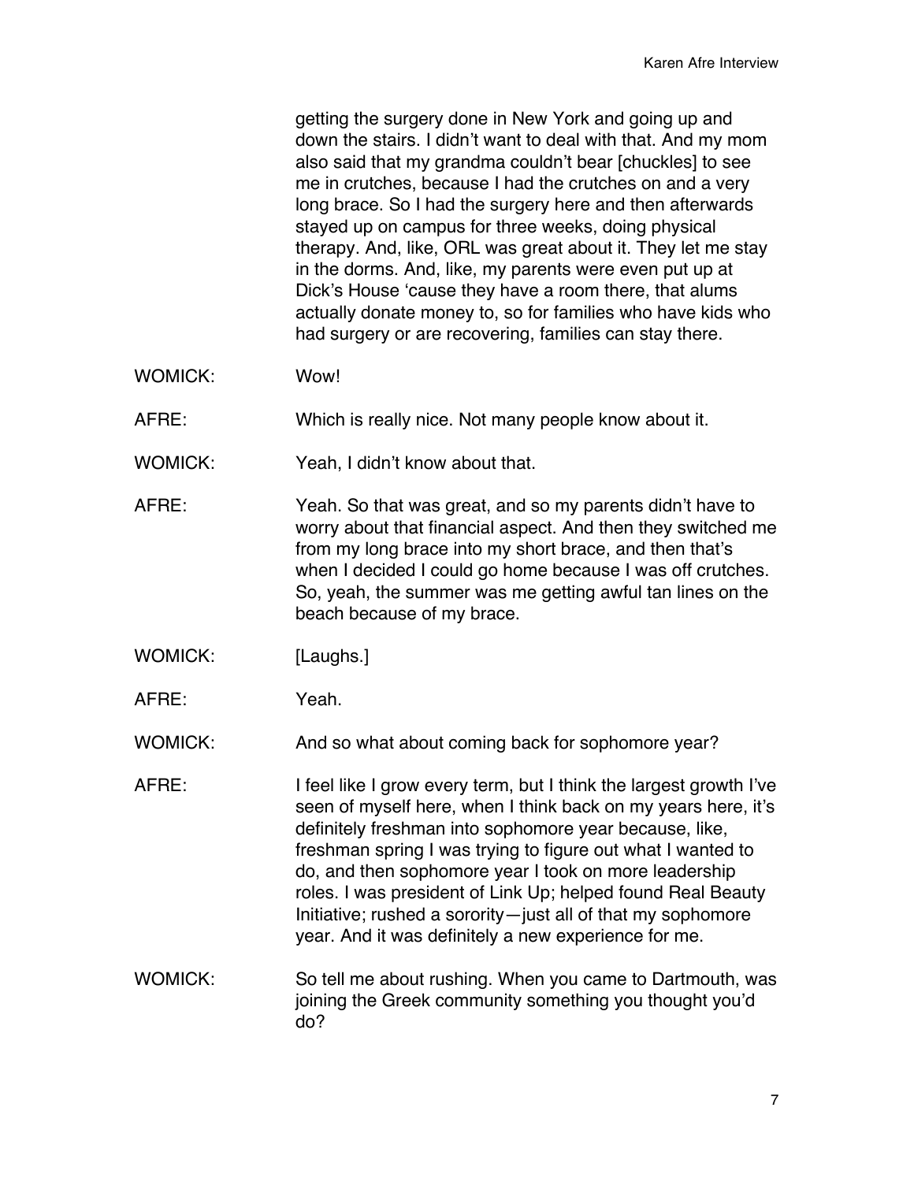getting the surgery done in New York and going up and down the stairs. I didn't want to deal with that. And my mom also said that my grandma couldn't bear [chuckles] to see me in crutches, because I had the crutches on and a very long brace. So I had the surgery here and then afterwards stayed up on campus for three weeks, doing physical therapy. And, like, ORL was great about it. They let me stay in the dorms. And, like, my parents were even put up at Dick's House 'cause they have a room there, that alums actually donate money to, so for families who have kids who had surgery or are recovering, families can stay there.

WOMICK: Wow!

AFRE: Which is really nice. Not many people know about it.

WOMICK: Yeah, I didn't know about that.

AFRE: Yeah. So that was great, and so my parents didn't have to worry about that financial aspect. And then they switched me from my long brace into my short brace, and then that's when I decided I could go home because I was off crutches. So, yeah, the summer was me getting awful tan lines on the beach because of my brace.

WOMICK: [Laughs.]

AFRE: Yeah.

WOMICK: And so what about coming back for sophomore year?

AFRE: I feel like I grow every term, but I think the largest growth I've seen of myself here, when I think back on my years here, it's definitely freshman into sophomore year because, like, freshman spring I was trying to figure out what I wanted to do, and then sophomore year I took on more leadership roles. I was president of Link Up; helped found Real Beauty Initiative; rushed a sorority—just all of that my sophomore year. And it was definitely a new experience for me.

WOMICK: So tell me about rushing. When you came to Dartmouth, was joining the Greek community something you thought you'd do?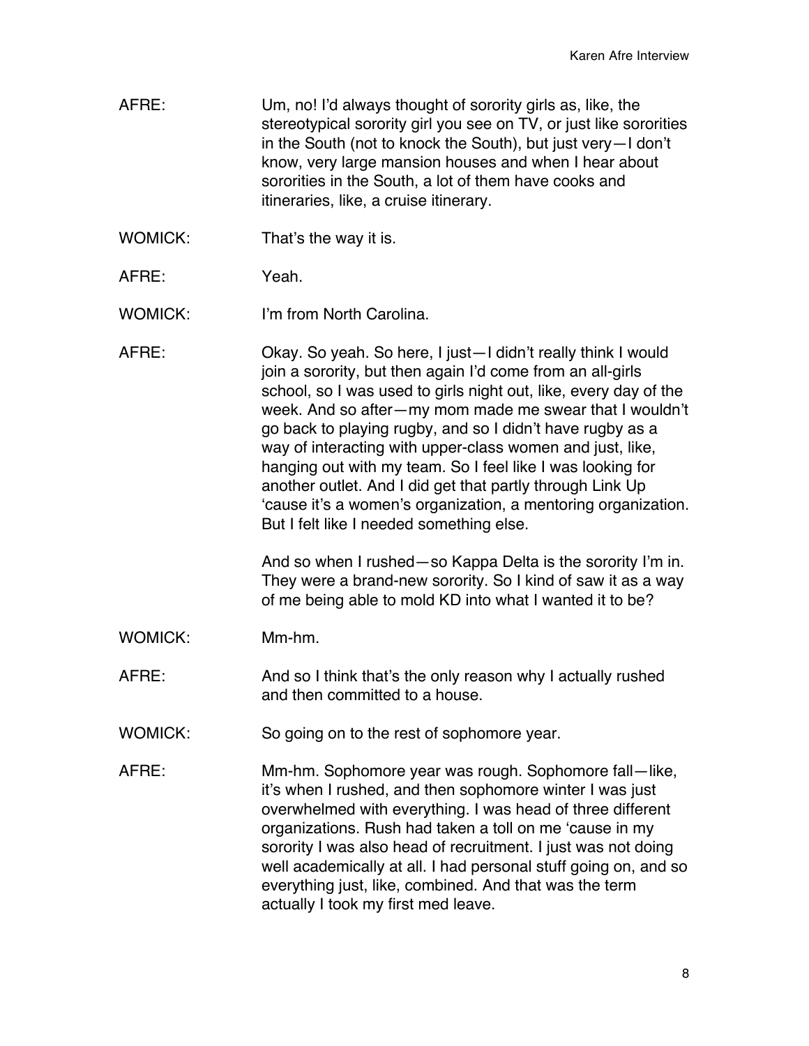AFRE: Um, no! I'd always thought of sorority girls as, like, the stereotypical sorority girl you see on TV, or just like sororities in the South (not to knock the South), but just very—I don't know, very large mansion houses and when I hear about sororities in the South, a lot of them have cooks and itineraries, like, a cruise itinerary.

WOMICK: That's the way it is.

AFRE: Yeah.

WOMICK: I'm from North Carolina.

AFRE: Okay. So yeah. So here, I just—I didn't really think I would join a sorority, but then again I'd come from an all-girls school, so I was used to girls night out, like, every day of the week. And so after—my mom made me swear that I wouldn't go back to playing rugby, and so I didn't have rugby as a way of interacting with upper-class women and just, like, hanging out with my team. So I feel like I was looking for another outlet. And I did get that partly through Link Up 'cause it's a women's organization, a mentoring organization. But I felt like I needed something else.

And so when I rushed—so Kappa Delta is the sorority I'm in. They were a brand-new sorority. So I kind of saw it as a way of me being able to mold KD into what I wanted it to be?

WOMICK: Mm-hm.

AFRE: And so I think that's the only reason why I actually rushed and then committed to a house.

WOMICK: So going on to the rest of sophomore year.

AFRE: Mm-hm. Sophomore year was rough. Sophomore fall—like, it's when I rushed, and then sophomore winter I was just overwhelmed with everything. I was head of three different organizations. Rush had taken a toll on me 'cause in my sorority I was also head of recruitment. I just was not doing well academically at all. I had personal stuff going on, and so everything just, like, combined. And that was the term actually I took my first med leave.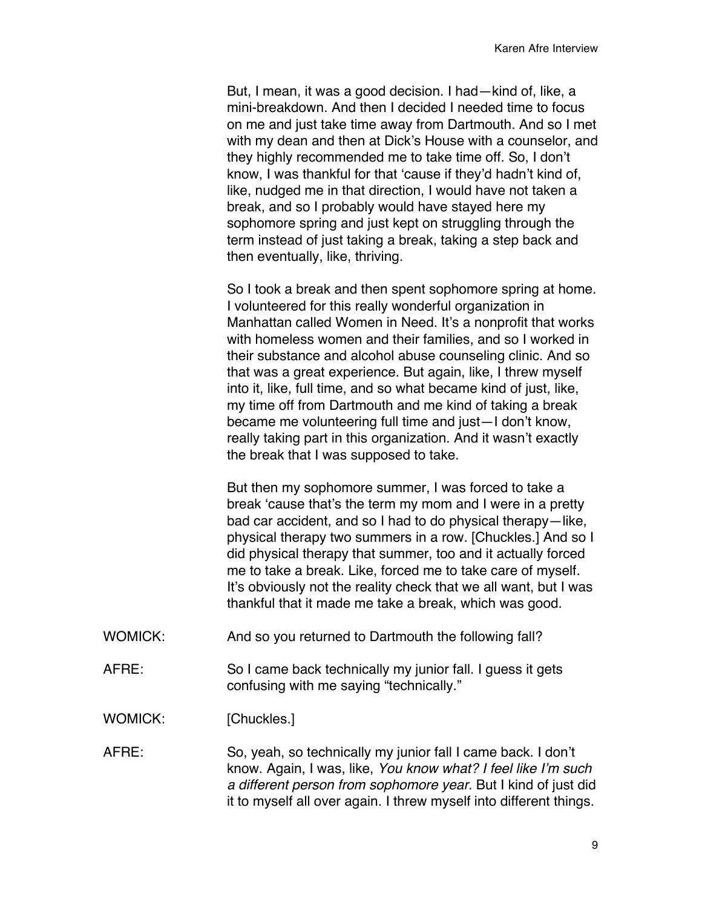But, I mean, it was a good decision. I had—kind of, like, a mini-breakdown. And then I decided I needed time to focus on me and just take time away from Dartmouth. And so I met with my dean and then at Dick's House with a counselor, and they highly recommended me to take time off. So, I don't know, I was thankful for that 'cause if they'd hadn't kind of, like, nudged me in that direction, I would have not taken a break, and so I probably would have stayed here my sophomore spring and just kept on struggling through the term instead of just taking a break, taking a step back and then eventually, like, thriving.

So I took a break and then spent sophomore spring at home. I volunteered for this really wonderful organization in Manhattan called Women in Need. It's a nonprofit that works with homeless women and their families, and so I worked in their substance and alcohol abuse counseling clinic. And so that was a great experience. But again, like, I threw myself into it, like, full time, and so what became kind of just, like, my time off from Dartmouth and me kind of taking a break became me volunteering full time and just—I don't know, really taking part in this organization. And it wasn't exactly the break that I was supposed to take.

But then my sophomore summer, I was forced to take a break 'cause that's the term my mom and I were in a pretty bad car accident, and so I had to do physical therapy—like, physical therapy two summers in a row. [Chuckles.] And so I did physical therapy that summer, too and it actually forced me to take a break. Like, forced me to take care of myself. It's obviously not the reality check that we all want, but I was thankful that it made me take a break, which was good.

WOMICK: And so you returned to Dartmouth the following fall?

AFRE: So I came back technically my junior fall. I guess it gets confusing with me saying "technically."

WOMICK: [Chuckles.]

AFRE: So, yeah, so technically my junior fall I came back. I don't know. Again, I was, like, *You know what? I feel like I'm such a different person from sophomore year.* But I kind of just did it to myself all over again. I threw myself into different things.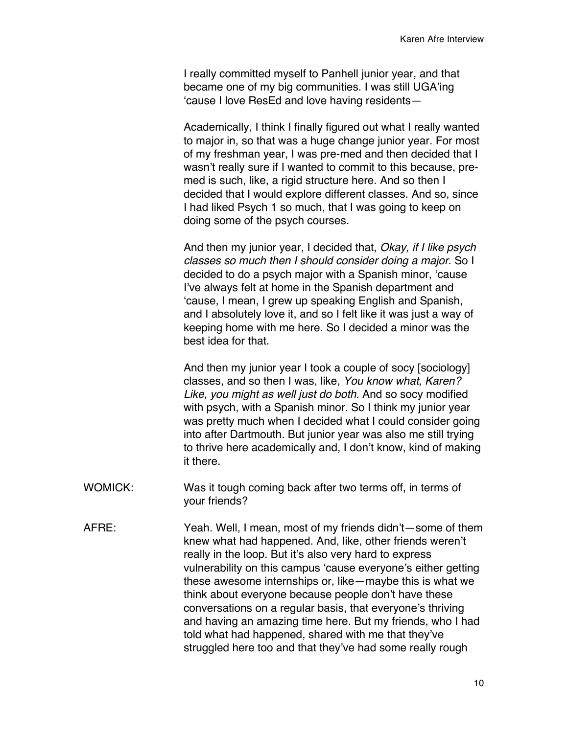I really committed myself to Panhell junior year, and that became one of my big communities. I was still UGA'ing 'cause I love ResEd and love having residents—

Academically, I think I finally figured out what I really wanted to major in, so that was a huge change junior year. For most of my freshman year, I was pre-med and then decided that I wasn't really sure if I wanted to commit to this because, pre-med is such, like, a rigid structure here. And so then I decided that I would explore different classes. And so, since I had liked Psych 1 so much, that I was going to keep on doing some of the psych courses.

And then my junior year, I decided that, *Okay, if I like psych classes so much then I should consider doing a major*. So I decided to do a psych major with a Spanish minor, 'cause I've always felt at home in the Spanish department and 'cause, I mean, I grew up speaking English and Spanish, and I absolutely love it, and so I felt like it was just a way of keeping home with me here. So I decided a minor was the best idea for that.

And then my junior year I took a couple of socy [sociology] classes, and so then I was, like, *You know what, Karen? Like, you might as well just do both.* And so socy modified with psych, with a Spanish minor. So I think my junior year was pretty much when I decided what I could consider going into after Dartmouth. But junior year was also me still trying to thrive here academically and, I don't know, kind of making it there.

WOMICK: Was it tough coming back after two terms off, in terms of your friends?

AFRE: Yeah. Well, I mean, most of my friends didn't—some of them knew what had happened. And, like, other friends weren't really in the loop. But it's also very hard to express vulnerability on this campus 'cause everyone's either getting these awesome internships or, like—maybe this is what we think about everyone because people don't have these conversations on a regular basis, that everyone's thriving and having an amazing time here. But my friends, who I had told what had happened, shared with me that they've struggled here too and that they've had some really rough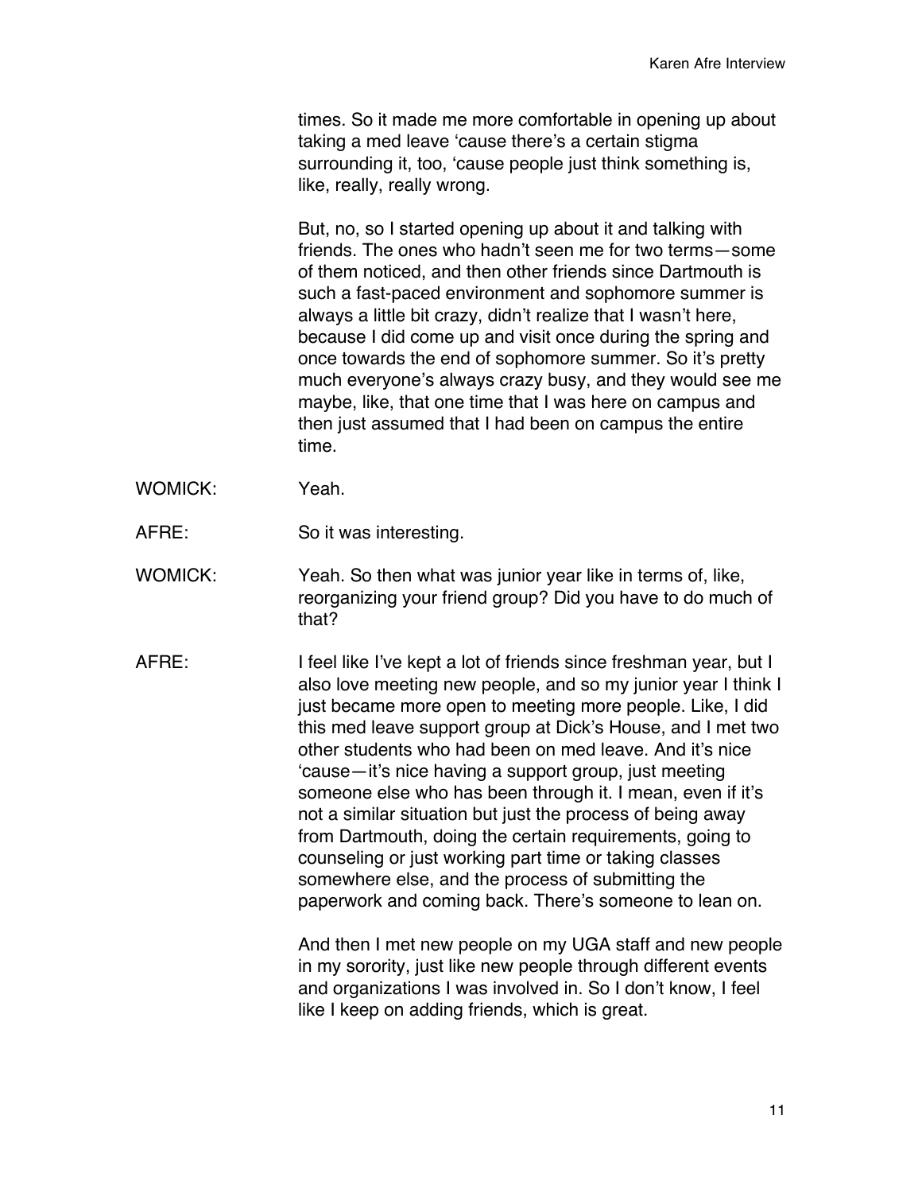times. So it made me more comfortable in opening up about taking a med leave 'cause there's a certain stigma surrounding it, too, 'cause people just think something is, like, really, really wrong.

But, no, so I started opening up about it and talking with friends. The ones who hadn't seen me for two terms—some of them noticed, and then other friends since Dartmouth is such a fast-paced environment and sophomore summer is always a little bit crazy, didn't realize that I wasn't here, because I did come up and visit once during the spring and once towards the end of sophomore summer. So it's pretty much everyone's always crazy busy, and they would see me maybe, like, that one time that I was here on campus and then just assumed that I had been on campus the entire time.

WOMICK: Yeah.

AFRE: So it was interesting.

WOMICK: Yeah. So then what was junior year like in terms of, like, reorganizing your friend group? Did you have to do much of that?

AFRE: I feel like I've kept a lot of friends since freshman year, but I also love meeting new people, and so my junior year I think I just became more open to meeting more people. Like, I did this med leave support group at Dick's House, and I met two other students who had been on med leave. And it's nice 'cause—it's nice having a support group, just meeting someone else who has been through it. I mean, even if it's not a similar situation but just the process of being away from Dartmouth, doing the certain requirements, going to counseling or just working part time or taking classes somewhere else, and the process of submitting the paperwork and coming back. There's someone to lean on.

And then I met new people on my UGA staff and new people in my sorority, just like new people through different events and organizations I was involved in. So I don't know, I feel like I keep on adding friends, which is great.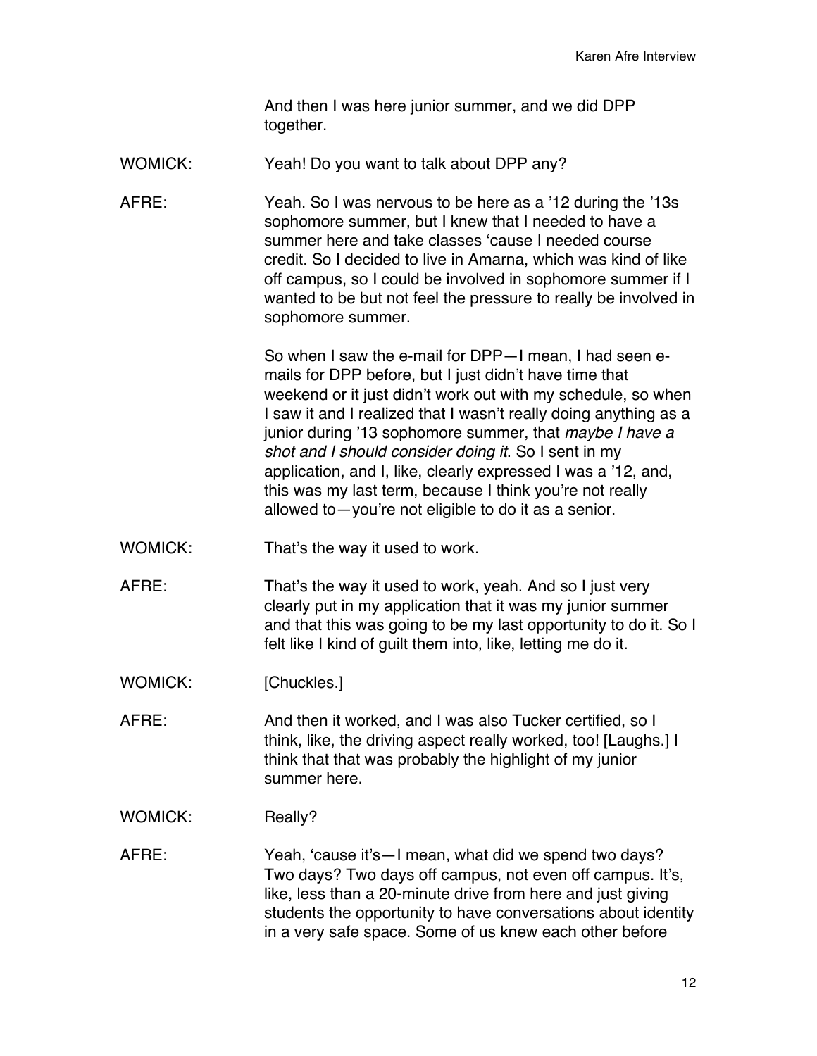And then I was here junior summer, and we did DPP together.

WOMICK: Yeah! Do you want to talk about DPP any?

AFRE: Yeah. So I was nervous to be here as a '12 during the '13s sophomore summer, but I knew that I needed to have a summer here and take classes 'cause I needed course credit. So I decided to live in Amarna, which was kind of like off campus, so I could be involved in sophomore summer if I wanted to be but not feel the pressure to really be involved in sophomore summer.

So when I saw the e-mail for DPP—I mean, I had seen e-mails for DPP before, but I just didn't have time that weekend or it just didn't work out with my schedule, so when I saw it and I realized that I wasn't really doing anything as a junior during '13 sophomore summer, that *maybe I have a shot and I should consider doing it*. So I sent in my application, and I, like, clearly expressed I was a '12, and, this was my last term, because I think you're not really allowed to—you're not eligible to do it as a senior.

WOMICK: That's the way it used to work.

AFRE: That's the way it used to work, yeah. And so I just very clearly put in my application that it was my junior summer and that this was going to be my last opportunity to do it. So I felt like I kind of guilt them into, like, letting me do it.

WOMICK: [Chuckles.]

AFRE: And then it worked, and I was also Tucker certified, so I think, like, the driving aspect really worked, too! [Laughs.] I think that that was probably the highlight of my junior summer here.

WOMICK: Really?

AFRE: Yeah, 'cause it's—I mean, what did we spend two days? Two days? Two days off campus, not even off campus. It's, like, less than a 20-minute drive from here and just giving students the opportunity to have conversations about identity in a very safe space. Some of us knew each other before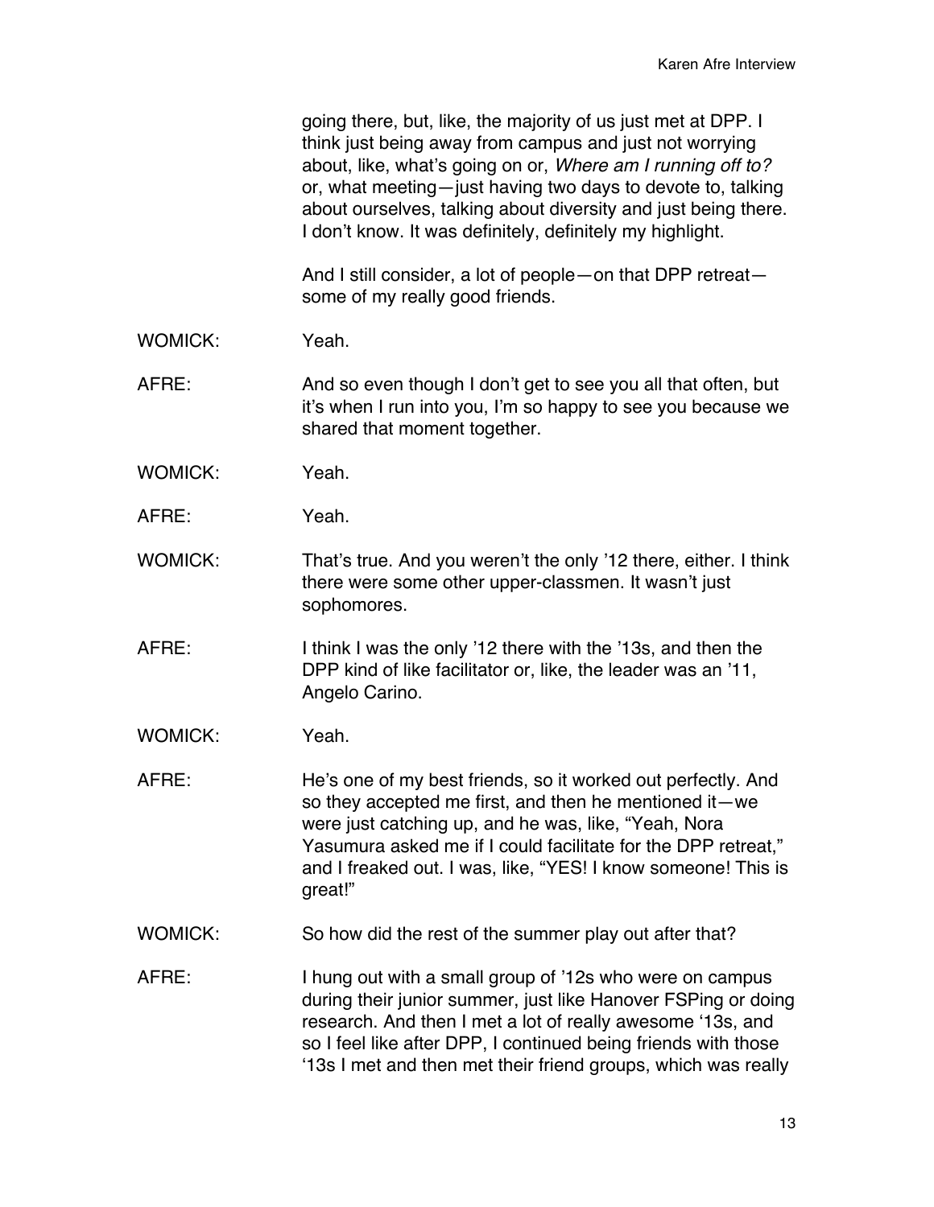going there, but, like, the majority of us just met at DPP. I think just being away from campus and just not worrying about, like, what's going on or, *Where am I running off to?* or, what meeting—just having two days to devote to, talking about ourselves, talking about diversity and just being there. I don't know. It was definitely, definitely my highlight.

And I still consider, a lot of people—on that DPP retreat—some of my really good friends.

WOMICK: Yeah.

AFRE: And so even though I don't get to see you all that often, but it's when I run into you, I'm so happy to see you because we shared that moment together.

WOMICK: Yeah.

AFRE: Yeah.

WOMICK: That's true. And you weren't the only '12 there, either. I think there were some other upper-classmen. It wasn't just sophomores.

AFRE: I think I was the only '12 there with the '13s, and then the DPP kind of like facilitator or, like, the leader was an '11, Angelo Carino.

WOMICK: Yeah.

AFRE: He's one of my best friends, so it worked out perfectly. And so they accepted me first, and then he mentioned it—we were just catching up, and he was, like, "Yeah, Nora Yasumura asked me if I could facilitate for the DPP retreat," and I freaked out. I was, like, "YES! I know someone! This is great!"

WOMICK: So how did the rest of the summer play out after that?

AFRE: I hung out with a small group of '12s who were on campus during their junior summer, just like Hanover FSPing or doing research. And then I met a lot of really awesome '13s, and so I feel like after DPP, I continued being friends with those '13s I met and then met their friend groups, which was really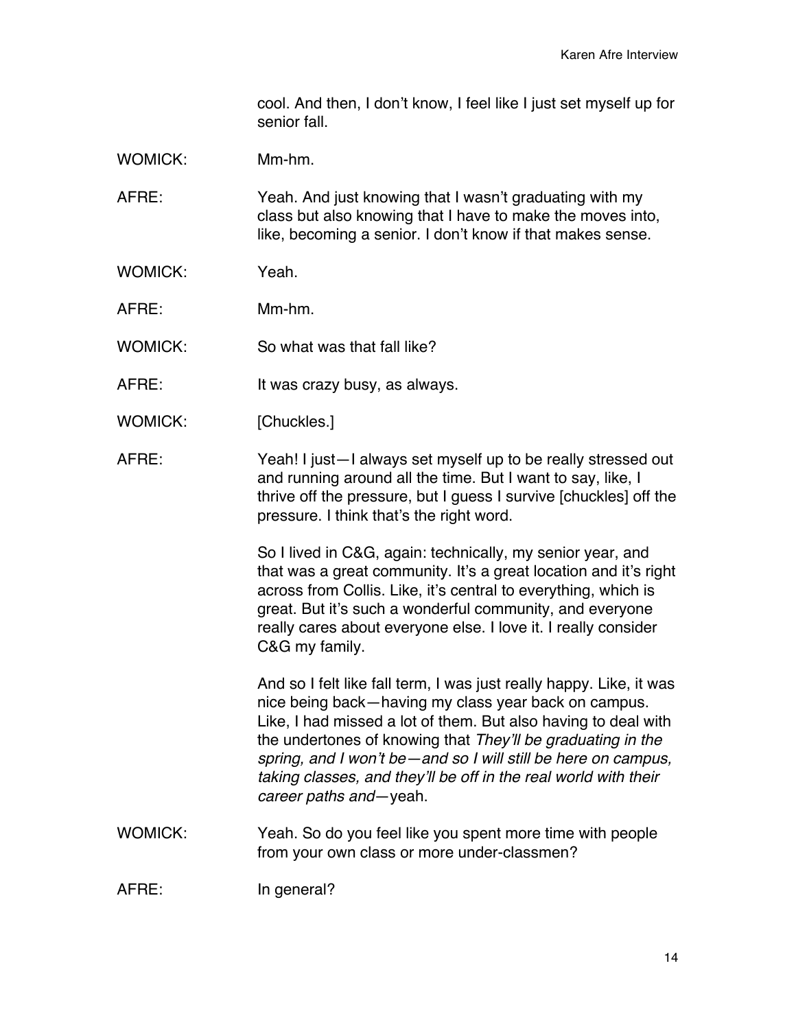cool. And then, I don't know, I feel like I just set myself up for senior fall.

WOMICK: Mm-hm.

AFRE: Yeah. And just knowing that I wasn't graduating with my class but also knowing that I have to make the moves into, like, becoming a senior. I don't know if that makes sense.

WOMICK: Yeah.

AFRE: Mm-hm.

WOMICK: So what was that fall like?

AFRE: It was crazy busy, as always.

WOMICK: [Chuckles.]

AFRE: Yeah! I just—I always set myself up to be really stressed out and running around all the time. But I want to say, like, I thrive off the pressure, but I guess I survive [chuckles] off the pressure. I think that's the right word.

So I lived in C&G, again: technically, my senior year, and that was a great community. It's a great location and it's right across from Collis. Like, it's central to everything, which is great. But it's such a wonderful community, and everyone really cares about everyone else. I love it. I really consider C&G my family.

And so I felt like fall term, I was just really happy. Like, it was nice being back—having my class year back on campus. Like, I had missed a lot of them. But also having to deal with the undertones of knowing that *They'll be graduating in the spring, and I won't be—and so I will still be here on campus, taking classes, and they'll be off in the real world with their career paths and*—yeah.

WOMICK: Yeah. So do you feel like you spent more time with people from your own class or more under-classmen?

AFRE: In general?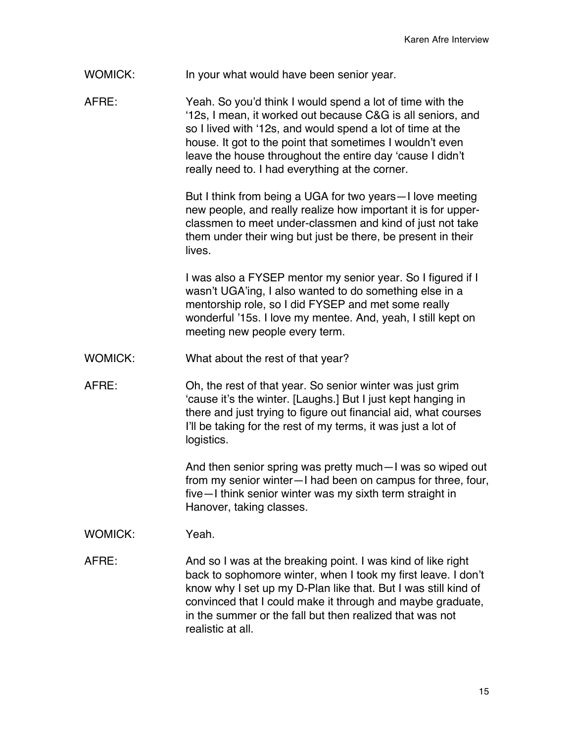WOMICK: In your what would have been senior year.

AFRE: Yeah. So you'd think I would spend a lot of time with the '12s, I mean, it worked out because C&G is all seniors, and so I lived with '12s, and would spend a lot of time at the house. It got to the point that sometimes I wouldn't even leave the house throughout the entire day 'cause I didn't really need to. I had everything at the corner.

But I think from being a UGA for two years—I love meeting new people, and really realize how important it is for upper-classmen to meet under-classmen and kind of just not take them under their wing but just be there, be present in their lives.

I was also a FYSEP mentor my senior year. So I figured if I wasn't UGA'ing, I also wanted to do something else in a mentorship role, so I did FYSEP and met some really wonderful '15s. I love my mentee. And, yeah, I still kept on meeting new people every term.

WOMICK: What about the rest of that year?

AFRE: Oh, the rest of that year. So senior winter was just grim 'cause it's the winter. [Laughs.] But I just kept hanging in there and just trying to figure out financial aid, what courses I'll be taking for the rest of my terms, it was just a lot of logistics.

And then senior spring was pretty much—I was so wiped out from my senior winter—I had been on campus for three, four, five—I think senior winter was my sixth term straight in Hanover, taking classes.

WOMICK: Yeah.

AFRE: And so I was at the breaking point. I was kind of like right back to sophomore winter, when I took my first leave. I don't know why I set up my D-Plan like that. But I was still kind of convinced that I could make it through and maybe graduate, in the summer or the fall but then realized that was not realistic at all.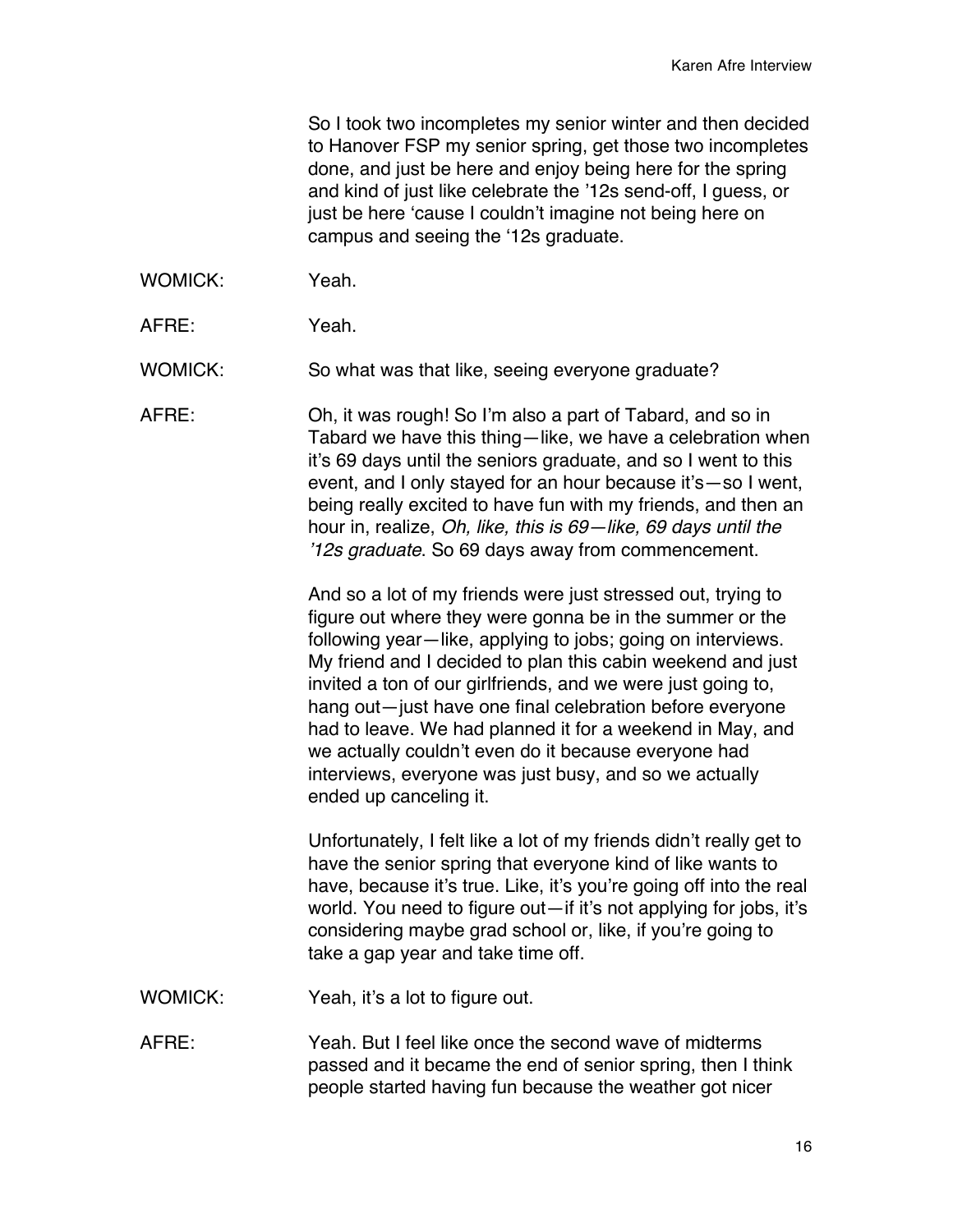So I took two incompletes my senior winter and then decided to Hanover FSP my senior spring, get those two incompletes done, and just be here and enjoy being here for the spring and kind of just like celebrate the '12s send-off, I guess, or just be here 'cause I couldn't imagine not being here on campus and seeing the '12s graduate.

WOMICK: Yeah.

AFRE: Yeah.

WOMICK: So what was that like, seeing everyone graduate?

AFRE: Oh, it was rough! So I'm also a part of Tabard, and so in Tabard we have this thing—like, we have a celebration when it's 69 days until the seniors graduate, and so I went to this event, and I only stayed for an hour because it's—so I went, being really excited to have fun with my friends, and then an hour in, realize, *Oh, like, this is 69—like, 69 days until the '12s graduate*. So 69 days away from commencement.

And so a lot of my friends were just stressed out, trying to figure out where they were gonna be in the summer or the following year—like, applying to jobs; going on interviews. My friend and I decided to plan this cabin weekend and just invited a ton of our girlfriends, and we were just going to, hang out—just have one final celebration before everyone had to leave. We had planned it for a weekend in May, and we actually couldn't even do it because everyone had interviews, everyone was just busy, and so we actually ended up canceling it.

Unfortunately, I felt like a lot of my friends didn't really get to have the senior spring that everyone kind of like wants to have, because it's true. Like, it's you're going off into the real world. You need to figure out—if it's not applying for jobs, it's considering maybe grad school or, like, if you're going to take a gap year and take time off.

WOMICK: Yeah, it's a lot to figure out.

AFRE: Yeah. But I feel like once the second wave of midterms passed and it became the end of senior spring, then I think people started having fun because the weather got nicer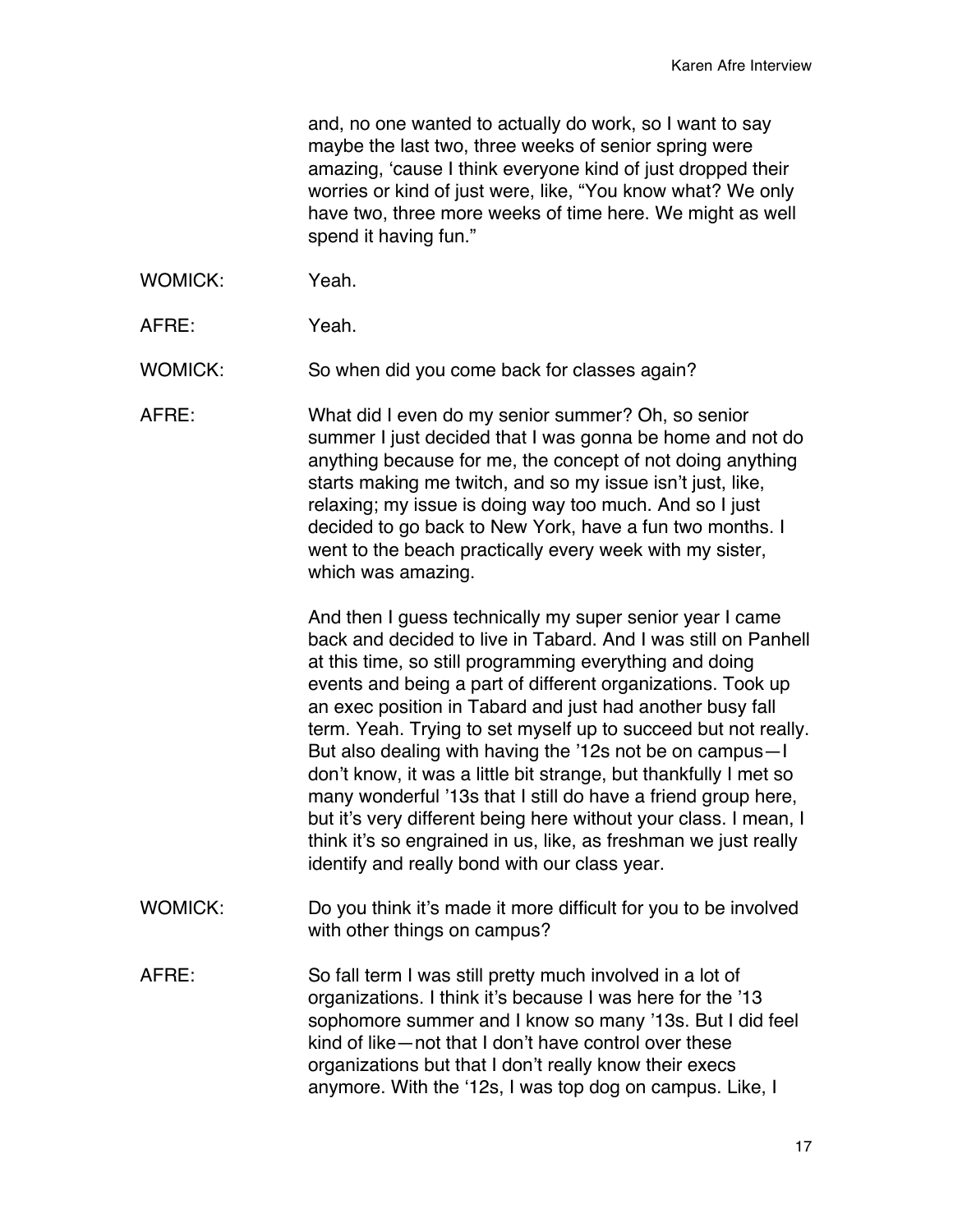and, no one wanted to actually do work, so I want to say maybe the last two, three weeks of senior spring were amazing, 'cause I think everyone kind of just dropped their worries or kind of just were, like, "You know what? We only have two, three more weeks of time here. We might as well spend it having fun."

WOMICK: Yeah.

AFRE: Yeah.

WOMICK: So when did you come back for classes again?

AFRE: What did I even do my senior summer? Oh, so senior summer I just decided that I was gonna be home and not do anything because for me, the concept of not doing anything starts making me twitch, and so my issue isn't just, like, relaxing; my issue is doing way too much. And so I just decided to go back to New York, have a fun two months. I went to the beach practically every week with my sister, which was amazing.

And then I guess technically my super senior year I came back and decided to live in Tabard. And I was still on Panhell at this time, so still programming everything and doing events and being a part of different organizations. Took up an exec position in Tabard and just had another busy fall term. Yeah. Trying to set myself up to succeed but not really. But also dealing with having the '12s not be on campus—I don't know, it was a little bit strange, but thankfully I met so many wonderful '13s that I still do have a friend group here, but it's very different being here without your class. I mean, I think it's so engrained in us, like, as freshman we just really identify and really bond with our class year.

WOMICK: Do you think it's made it more difficult for you to be involved with other things on campus?

AFRE: So fall term I was still pretty much involved in a lot of organizations. I think it's because I was here for the '13 sophomore summer and I know so many '13s. But I did feel kind of like—not that I don't have control over these organizations but that I don't really know their execs anymore. With the '12s, I was top dog on campus. Like, I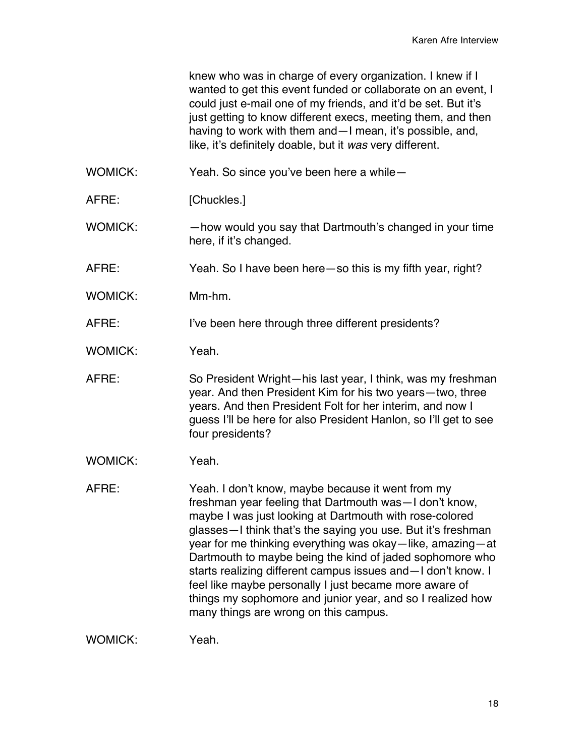knew who was in charge of every organization. I knew if I wanted to get this event funded or collaborate on an event, I could just e-mail one of my friends, and it'd be set. But it's just getting to know different execs, meeting them, and then having to work with them and—I mean, it's possible, and, like, it's definitely doable, but it *was* very different.

WOMICK: Yeah. So since you've been here a while—

AFRE: [Chuckles.]

WOMICK: —how would you say that Dartmouth's changed in your time here, if it's changed.

AFRE: Yeah. So I have been here—so this is my fifth year, right?

WOMICK: Mm-hm.

AFRE: I've been here through three different presidents?

WOMICK: Yeah.

AFRE: So President Wright—his last year, I think, was my freshman year. And then President Kim for his two years—two, three years. And then President Folt for her interim, and now I guess I'll be here for also President Hanlon, so I'll get to see four presidents?

WOMICK: Yeah.

AFRE: Yeah. I don't know, maybe because it went from my freshman year feeling that Dartmouth was—I don't know, maybe I was just looking at Dartmouth with rose-colored glasses—I think that's the saying you use. But it's freshman year for me thinking everything was okay—like, amazing—at Dartmouth to maybe being the kind of jaded sophomore who starts realizing different campus issues and—I don't know. I feel like maybe personally I just became more aware of things my sophomore and junior year, and so I realized how many things are wrong on this campus.

WOMICK: Yeah.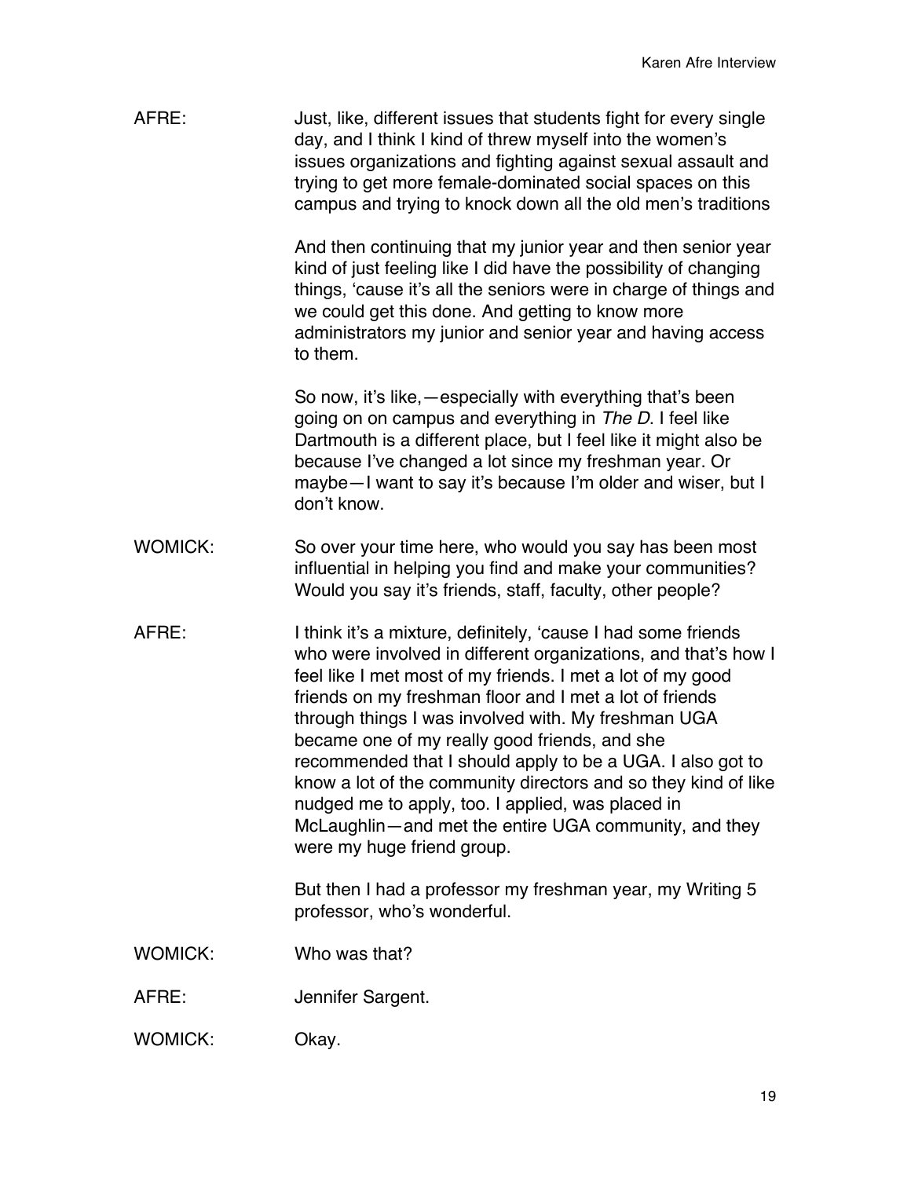AFRE: Just, like, different issues that students fight for every single day, and I think I kind of threw myself into the women's issues organizations and fighting against sexual assault and trying to get more female-dominated social spaces on this campus and trying to knock down all the old men's traditions

And then continuing that my junior year and then senior year kind of just feeling like I did have the possibility of changing things, 'cause it's all the seniors were in charge of things and we could get this done. And getting to know more administrators my junior and senior year and having access to them.

So now, it's like,—especially with everything that's been going on on campus and everything in *The D*. I feel like Dartmouth is a different place, but I feel like it might also be because I've changed a lot since my freshman year. Or maybe—I want to say it's because I'm older and wiser, but I don't know.

WOMICK: So over your time here, who would you say has been most influential in helping you find and make your communities? Would you say it's friends, staff, faculty, other people?

AFRE: I think it's a mixture, definitely, 'cause I had some friends who were involved in different organizations, and that's how I feel like I met most of my friends. I met a lot of my good friends on my freshman floor and I met a lot of friends through things I was involved with. My freshman UGA became one of my really good friends, and she recommended that I should apply to be a UGA. I also got to know a lot of the community directors and so they kind of like nudged me to apply, too. I applied, was placed in McLaughlin—and met the entire UGA community, and they were my huge friend group.

But then I had a professor my freshman year, my Writing 5 professor, who's wonderful.

WOMICK: Who was that?

AFRE: Jennifer Sargent.

WOMICK: Okay.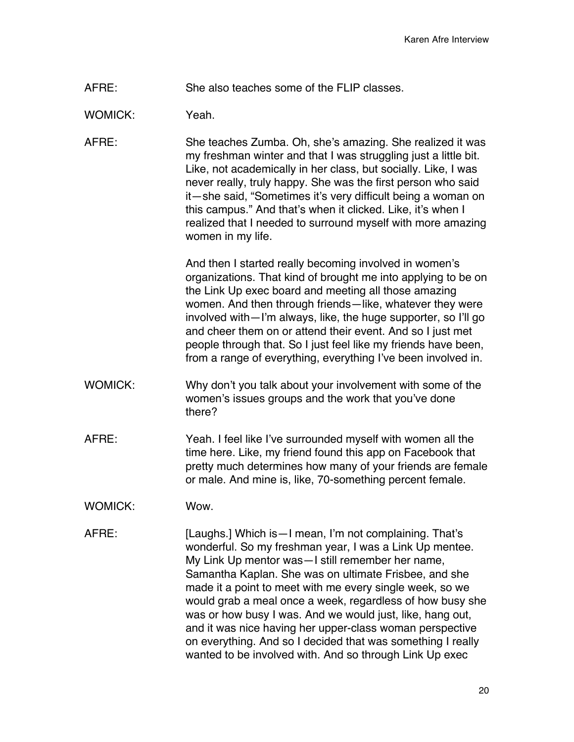AFRE: She also teaches some of the FLIP classes.

WOMICK: Yeah.

AFRE: She teaches Zumba. Oh, she's amazing. She realized it was my freshman winter and that I was struggling just a little bit. Like, not academically in her class, but socially. Like, I was never really, truly happy. She was the first person who said it—she said, "Sometimes it's very difficult being a woman on this campus." And that's when it clicked. Like, it's when I realized that I needed to surround myself with more amazing women in my life.

And then I started really becoming involved in women's organizations. That kind of brought me into applying to be on the Link Up exec board and meeting all those amazing women. And then through friends—like, whatever they were involved with—I'm always, like, the huge supporter, so I'll go and cheer them on or attend their event. And so I just met people through that. So I just feel like my friends have been, from a range of everything, everything I've been involved in.

WOMICK: Why don't you talk about your involvement with some of the women's issues groups and the work that you've done there?

AFRE: Yeah. I feel like I've surrounded myself with women all the time here. Like, my friend found this app on Facebook that pretty much determines how many of your friends are female or male. And mine is, like, 70-something percent female.

WOMICK: Wow.

AFRE: [Laughs.] Which is—I mean, I'm not complaining. That's wonderful. So my freshman year, I was a Link Up mentee. My Link Up mentor was—I still remember her name, Samantha Kaplan. She was on ultimate Frisbee, and she made it a point to meet with me every single week, so we would grab a meal once a week, regardless of how busy she was or how busy I was. And we would just, like, hang out, and it was nice having her upper-class woman perspective on everything. And so I decided that was something I really wanted to be involved with. And so through Link Up exec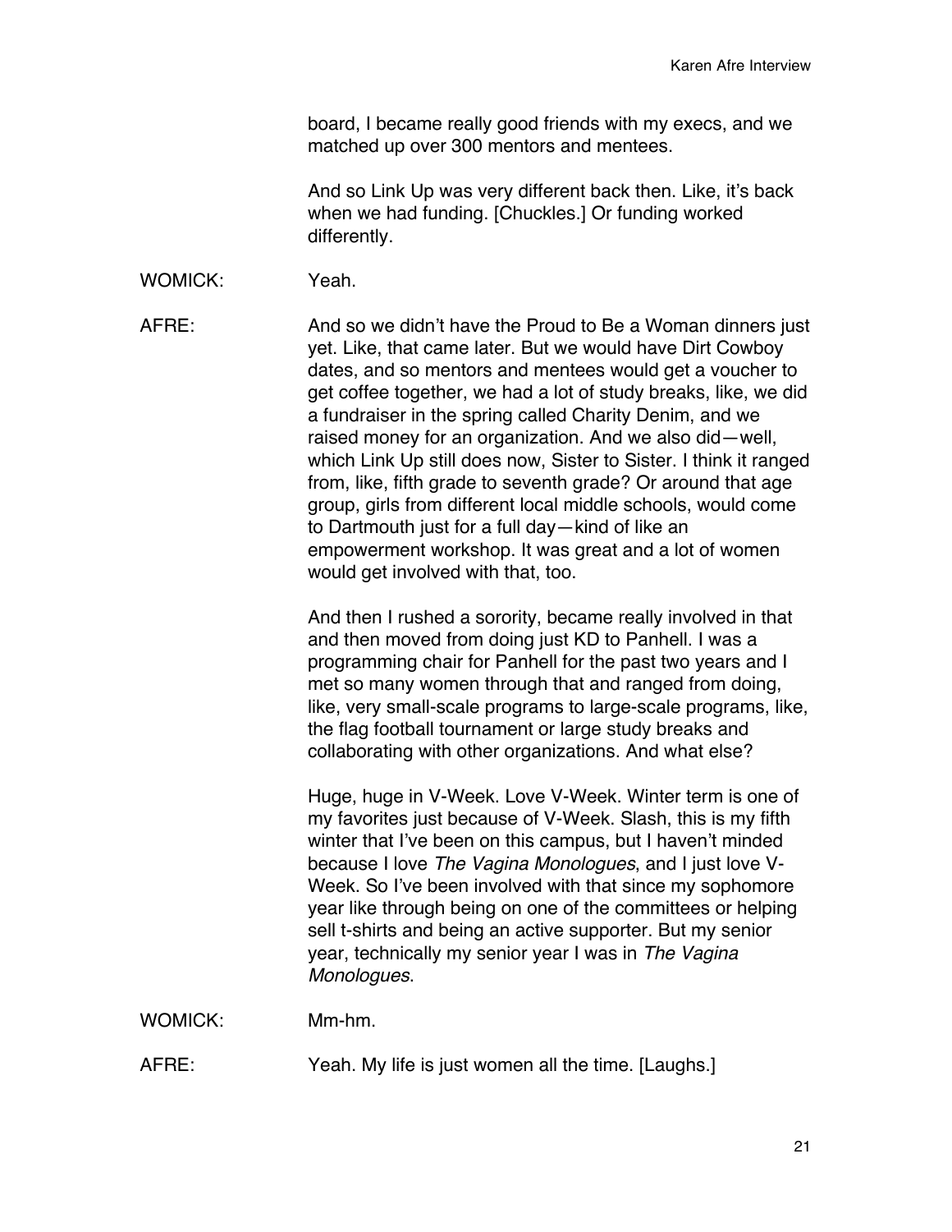board, I became really good friends with my execs, and we matched up over 300 mentors and mentees.

And so Link Up was very different back then. Like, it's back when we had funding. [Chuckles.] Or funding worked differently.

WOMICK: Yeah.

AFRE: And so we didn't have the Proud to Be a Woman dinners just yet. Like, that came later. But we would have Dirt Cowboy dates, and so mentors and mentees would get a voucher to get coffee together, we had a lot of study breaks, like, we did a fundraiser in the spring called Charity Denim, and we raised money for an organization. And we also did—well, which Link Up still does now, Sister to Sister. I think it ranged from, like, fifth grade to seventh grade? Or around that age group, girls from different local middle schools, would come to Dartmouth just for a full day—kind of like an empowerment workshop. It was great and a lot of women would get involved with that, too.

And then I rushed a sorority, became really involved in that and then moved from doing just KD to Panhell. I was a programming chair for Panhell for the past two years and I met so many women through that and ranged from doing, like, very small-scale programs to large-scale programs, like, the flag football tournament or large study breaks and collaborating with other organizations. And what else?

Huge, huge in V-Week. Love V-Week. Winter term is one of my favorites just because of V-Week. Slash, this is my fifth winter that I've been on this campus, but I haven't minded because I love *The Vagina Monologues*, and I just love V-Week. So I've been involved with that since my sophomore year like through being on one of the committees or helping sell t-shirts and being an active supporter. But my senior year, technically my senior year I was in *The Vagina Monologues*.

WOMICK: Mm-hm.

AFRE: Yeah. My life is just women all the time. [Laughs.]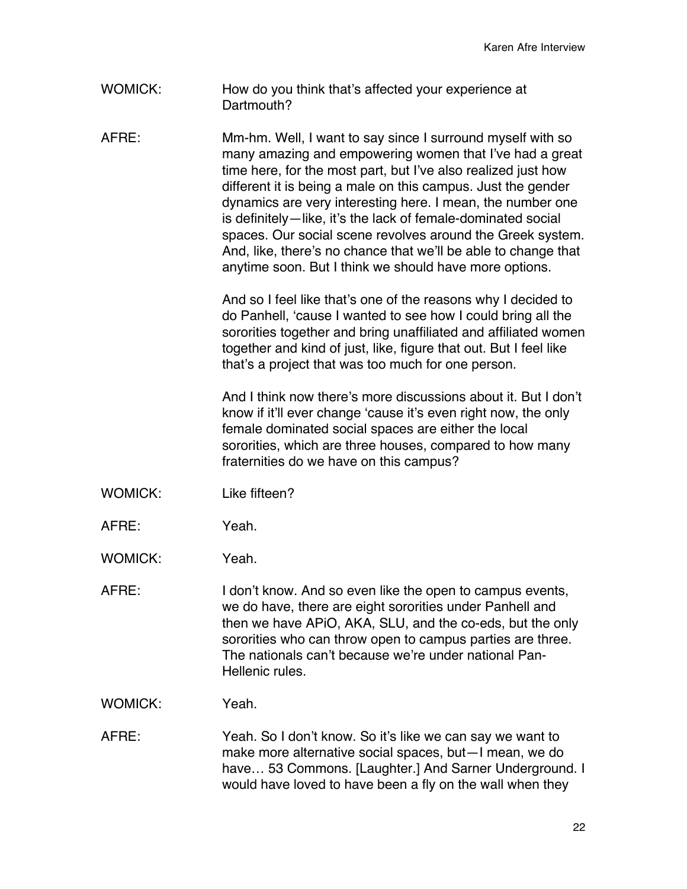WOMICK: How do you think that's affected your experience at Dartmouth?

AFRE: Mm-hm. Well, I want to say since I surround myself with so many amazing and empowering women that I've had a great time here, for the most part, but I've also realized just how different it is being a male on this campus. Just the gender dynamics are very interesting here. I mean, the number one is definitely—like, it's the lack of female-dominated social spaces. Our social scene revolves around the Greek system. And, like, there's no chance that we'll be able to change that anytime soon. But I think we should have more options.

And so I feel like that's one of the reasons why I decided to do Panhell, 'cause I wanted to see how I could bring all the sororities together and bring unaffiliated and affiliated women together and kind of just, like, figure that out. But I feel like that's a project that was too much for one person.

And I think now there's more discussions about it. But I don't know if it'll ever change 'cause it's even right now, the only female dominated social spaces are either the local sororities, which are three houses, compared to how many fraternities do we have on this campus?

WOMICK: Like fifteen?

AFRE: Yeah.

WOMICK: Yeah.

AFRE: I don't know. And so even like the open to campus events, we do have, there are eight sororities under Panhell and then we have APiO, AKA, SLU, and the co-eds, but the only sororities who can throw open to campus parties are three. The nationals can't because we're under national Pan-Hellenic rules.

WOMICK: Yeah.

AFRE: Yeah. So I don't know. So it's like we can say we want to make more alternative social spaces, but—I mean, we do have… 53 Commons. [Laughter.] And Sarner Underground. I would have loved to have been a fly on the wall when they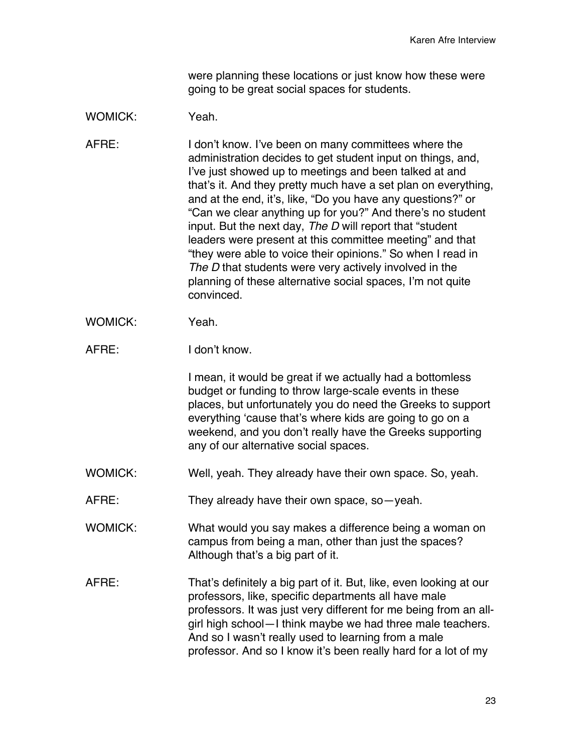were planning these locations or just know how these were going to be great social spaces for students.

WOMICK: Yeah.

AFRE: I don't know. I've been on many committees where the administration decides to get student input on things, and, I've just showed up to meetings and been talked at and that's it. And they pretty much have a set plan on everything, and at the end, it's, like, "Do you have any questions?" or "Can we clear anything up for you?" And there's no student input. But the next day, *The D* will report that "student leaders were present at this committee meeting" and that "they were able to voice their opinions." So when I read in *The D* that students were very actively involved in the planning of these alternative social spaces, I'm not quite convinced.

WOMICK: Yeah.

AFRE: I don't know.

I mean, it would be great if we actually had a bottomless budget or funding to throw large-scale events in these places, but unfortunately you do need the Greeks to support everything 'cause that's where kids are going to go on a weekend, and you don't really have the Greeks supporting any of our alternative social spaces.

WOMICK: Well, yeah. They already have their own space. So, yeah.

AFRE: They already have their own space, so—yeah.

WOMICK: What would you say makes a difference being a woman on campus from being a man, other than just the spaces? Although that's a big part of it.

AFRE: That's definitely a big part of it. But, like, even looking at our professors, like, specific departments all have male professors. It was just very different for me being from an all-girl high school—I think maybe we had three male teachers. And so I wasn't really used to learning from a male professor. And so I know it's been really hard for a lot of my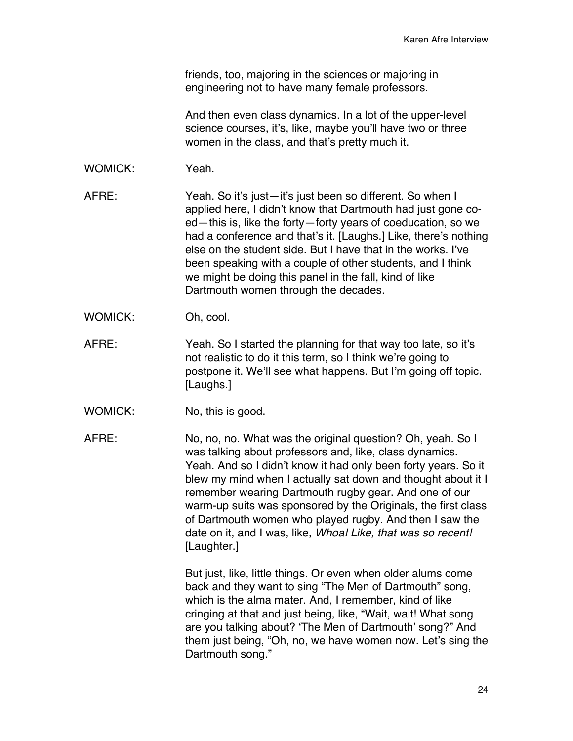friends, too, majoring in the sciences or majoring in engineering not to have many female professors.

And then even class dynamics. In a lot of the upper-level science courses, it's, like, maybe you'll have two or three women in the class, and that's pretty much it.

WOMICK: Yeah.

AFRE: Yeah. So it's just—it's just been so different. So when I applied here, I didn't know that Dartmouth had just gone co-ed—this is, like the forty—forty years of coeducation, so we had a conference and that's it. [Laughs.] Like, there's nothing else on the student side. But I have that in the works. I've been speaking with a couple of other students, and I think we might be doing this panel in the fall, kind of like Dartmouth women through the decades.

WOMICK: Oh, cool.

AFRE: Yeah. So I started the planning for that way too late, so it's not realistic to do it this term, so I think we're going to postpone it. We'll see what happens. But I'm going off topic. [Laughs.]

WOMICK: No, this is good.

AFRE: No, no, no. What was the original question? Oh, yeah. So I was talking about professors and, like, class dynamics. Yeah. And so I didn't know it had only been forty years. So it blew my mind when I actually sat down and thought about it I remember wearing Dartmouth rugby gear. And one of our warm-up suits was sponsored by the Originals, the first class of Dartmouth women who played rugby. And then I saw the date on it, and I was, like, *Whoa! Like, that was so recent!* [Laughter.]

But just, like, little things. Or even when older alums come back and they want to sing "The Men of Dartmouth" song, which is the alma mater. And, I remember, kind of like cringing at that and just being, like, "Wait, wait! What song are you talking about? 'The Men of Dartmouth' song?" And them just being, "Oh, no, we have women now. Let's sing the Dartmouth song."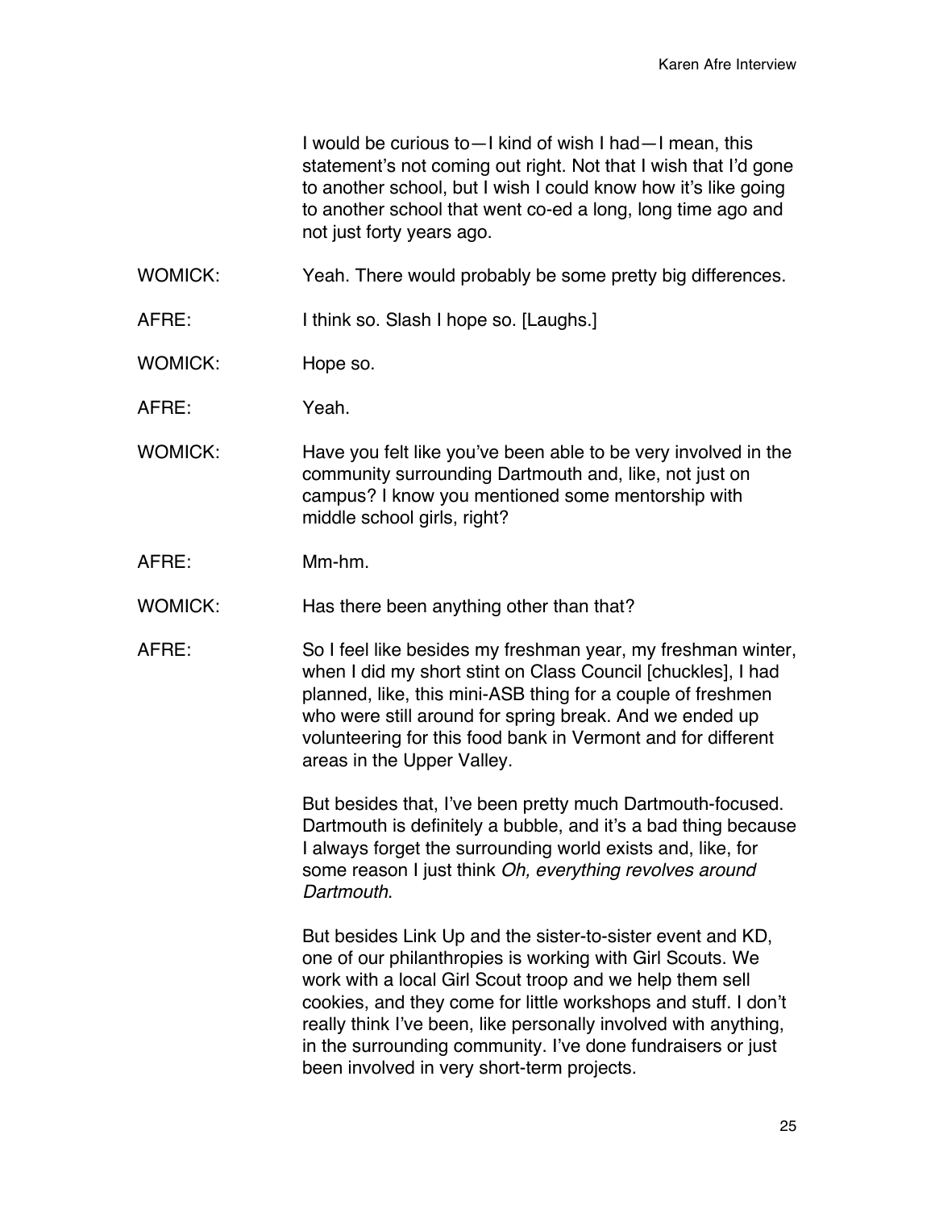I would be curious to—I kind of wish I had—I mean, this statement's not coming out right. Not that I wish that I'd gone to another school, but I wish I could know how it's like going to another school that went co-ed a long, long time ago and not just forty years ago.

WOMICK: Yeah. There would probably be some pretty big differences.

AFRE: I think so. Slash I hope so. [Laughs.]

WOMICK: Hope so.

AFRE: Yeah.

WOMICK: Have you felt like you've been able to be very involved in the community surrounding Dartmouth and, like, not just on campus? I know you mentioned some mentorship with middle school girls, right?

AFRE: Mm-hm.

WOMICK: Has there been anything other than that?

AFRE: So I feel like besides my freshman year, my freshman winter, when I did my short stint on Class Council [chuckles], I had planned, like, this mini-ASB thing for a couple of freshmen who were still around for spring break. And we ended up volunteering for this food bank in Vermont and for different areas in the Upper Valley.

But besides that, I've been pretty much Dartmouth-focused. Dartmouth is definitely a bubble, and it's a bad thing because I always forget the surrounding world exists and, like, for some reason I just think *Oh, everything revolves around Dartmouth*.

But besides Link Up and the sister-to-sister event and KD, one of our philanthropies is working with Girl Scouts. We work with a local Girl Scout troop and we help them sell cookies, and they come for little workshops and stuff. I don't really think I've been, like personally involved with anything, in the surrounding community. I've done fundraisers or just been involved in very short-term projects.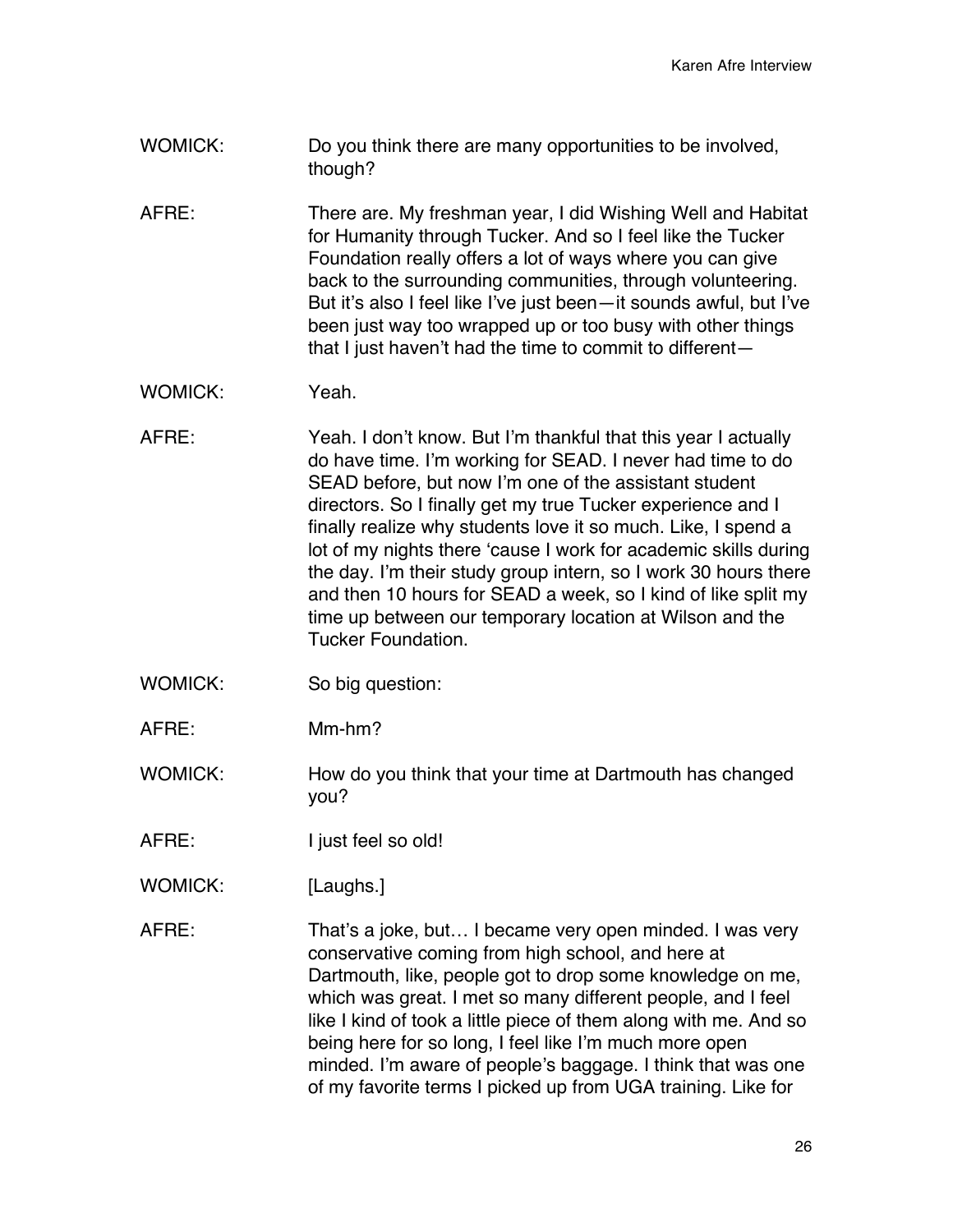WOMICK: Do you think there are many opportunities to be involved, though?

AFRE: There are. My freshman year, I did Wishing Well and Habitat for Humanity through Tucker. And so I feel like the Tucker Foundation really offers a lot of ways where you can give back to the surrounding communities, through volunteering. But it's also I feel like I've just been—it sounds awful, but I've been just way too wrapped up or too busy with other things that I just haven't had the time to commit to different—

WOMICK: Yeah.

AFRE: Yeah. I don't know. But I'm thankful that this year I actually do have time. I'm working for SEAD. I never had time to do SEAD before, but now I'm one of the assistant student directors. So I finally get my true Tucker experience and I finally realize why students love it so much. Like, I spend a lot of my nights there 'cause I work for academic skills during the day. I'm their study group intern, so I work 30 hours there and then 10 hours for SEAD a week, so I kind of like split my time up between our temporary location at Wilson and the Tucker Foundation.

WOMICK: So big question:

AFRE: Mm-hm?

WOMICK: How do you think that your time at Dartmouth has changed you?

AFRE: I just feel so old!

WOMICK: [Laughs.]

AFRE: That's a joke, but… I became very open minded. I was very conservative coming from high school, and here at Dartmouth, like, people got to drop some knowledge on me, which was great. I met so many different people, and I feel like I kind of took a little piece of them along with me. And so being here for so long, I feel like I'm much more open minded. I'm aware of people's baggage. I think that was one of my favorite terms I picked up from UGA training. Like for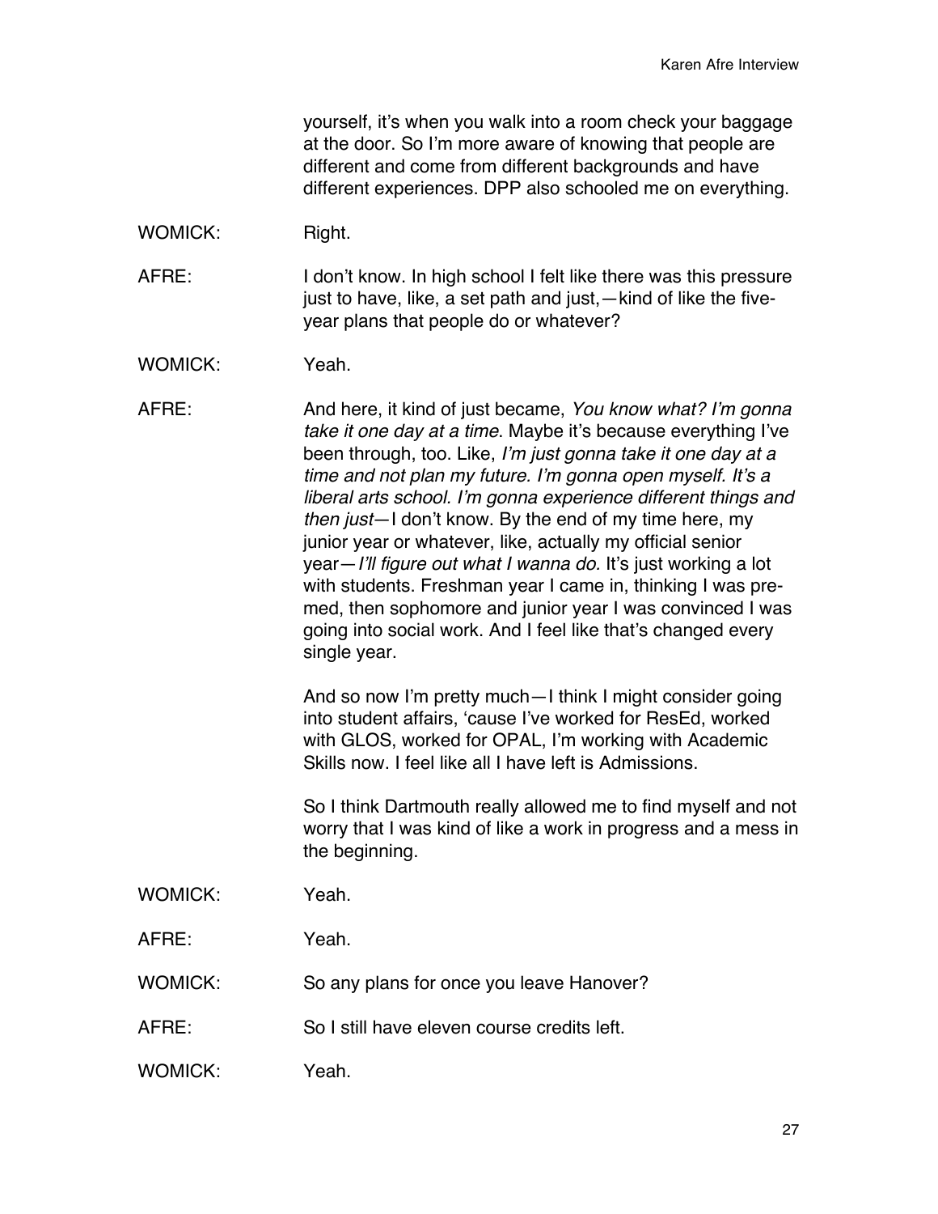yourself, it's when you walk into a room check your baggage at the door. So I'm more aware of knowing that people are different and come from different backgrounds and have different experiences. DPP also schooled me on everything.

WOMICK: Right.

AFRE: I don't know. In high school I felt like there was this pressure just to have, like, a set path and just,—kind of like the five-year plans that people do or whatever?

WOMICK: Yeah.

AFRE: And here, it kind of just became, *You know what? I'm gonna take it one day at a time*. Maybe it's because everything I've been through, too. Like, *I'm just gonna take it one day at a time and not plan my future. I'm gonna open myself. It's a liberal arts school. I'm gonna experience different things and then just*—I don't know. By the end of my time here, my junior year or whatever, like, actually my official senior year—*I'll figure out what I wanna do.* It's just working a lot with students. Freshman year I came in, thinking I was pre-med, then sophomore and junior year I was convinced I was going into social work. And I feel like that's changed every single year.

And so now I'm pretty much—I think I might consider going into student affairs, 'cause I've worked for ResEd, worked with GLOS, worked for OPAL, I'm working with Academic Skills now. I feel like all I have left is Admissions.

So I think Dartmouth really allowed me to find myself and not worry that I was kind of like a work in progress and a mess in the beginning.

WOMICK: Yeah.

AFRE: Yeah.

WOMICK: So any plans for once you leave Hanover?

AFRE: So I still have eleven course credits left.

WOMICK: Yeah.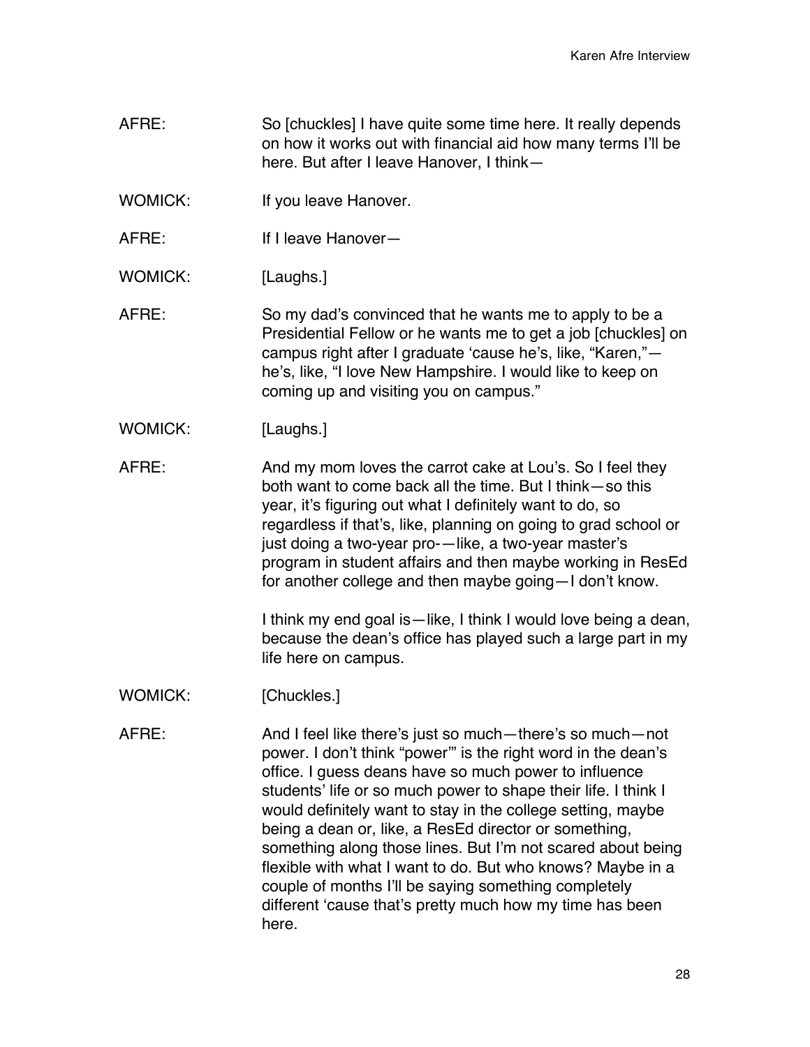AFRE: So [chuckles] I have quite some time here. It really depends on how it works out with financial aid how many terms I'll be here. But after I leave Hanover, I think—

WOMICK: If you leave Hanover.

AFRE: If I leave Hanover—

WOMICK: [Laughs.]

AFRE: So my dad's convinced that he wants me to apply to be a Presidential Fellow or he wants me to get a job [chuckles] on campus right after I graduate 'cause he's, like, "Karen,"—he's, like, "I love New Hampshire. I would like to keep on coming up and visiting you on campus."

WOMICK: [Laughs.]

AFRE: And my mom loves the carrot cake at Lou's. So I feel they both want to come back all the time. But I think—so this year, it's figuring out what I definitely want to do, so regardless if that's, like, planning on going to grad school or just doing a two-year pro-—like, a two-year master's program in student affairs and then maybe working in ResEd for another college and then maybe going—I don't know.

I think my end goal is—like, I think I would love being a dean, because the dean's office has played such a large part in my life here on campus.

WOMICK: [Chuckles.]

AFRE: And I feel like there's just so much—there's so much—not power. I don't think "power"' is the right word in the dean's office. I guess deans have so much power to influence students' life or so much power to shape their life. I think I would definitely want to stay in the college setting, maybe being a dean or, like, a ResEd director or something, something along those lines. But I'm not scared about being flexible with what I want to do. But who knows? Maybe in a couple of months I'll be saying something completely different 'cause that's pretty much how my time has been here.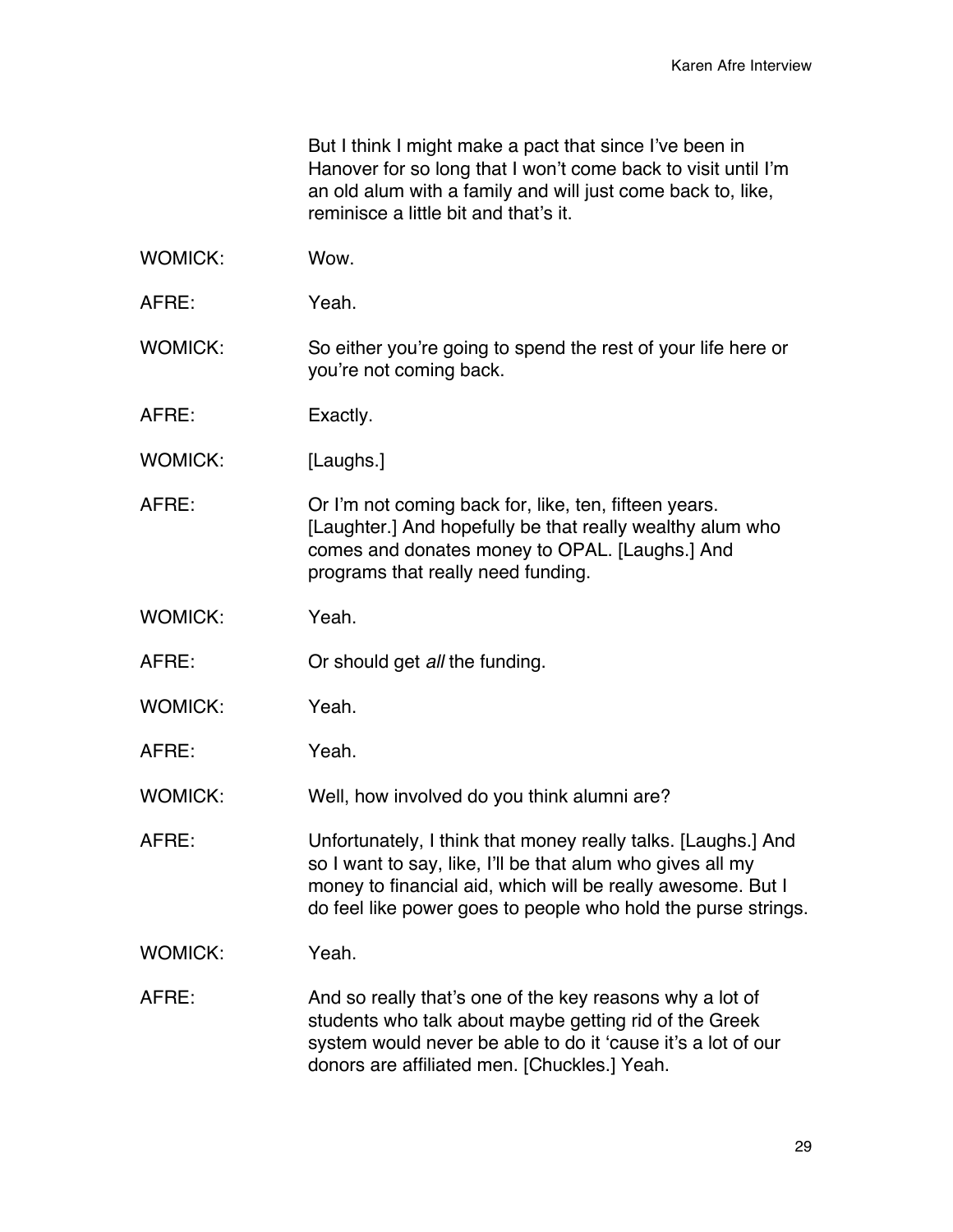But I think I might make a pact that since I've been in Hanover for so long that I won't come back to visit until I'm an old alum with a family and will just come back to, like, reminisce a little bit and that's it.

WOMICK: Wow.

AFRE: Yeah.

WOMICK: So either you're going to spend the rest of your life here or you're not coming back.

AFRE: Exactly.

WOMICK: [Laughs.]

AFRE: Or I'm not coming back for, like, ten, fifteen years. [Laughter.] And hopefully be that really wealthy alum who comes and donates money to OPAL. [Laughs.] And programs that really need funding.

WOMICK: Yeah.

AFRE: Or should get *all* the funding.

WOMICK: Yeah.

AFRE: Yeah.

WOMICK: Well, how involved do you think alumni are?

AFRE: Unfortunately, I think that money really talks. [Laughs.] And so I want to say, like, I'll be that alum who gives all my money to financial aid, which will be really awesome. But I do feel like power goes to people who hold the purse strings.

WOMICK: Yeah.

AFRE: And so really that's one of the key reasons why a lot of students who talk about maybe getting rid of the Greek system would never be able to do it 'cause it's a lot of our donors are affiliated men. [Chuckles.] Yeah.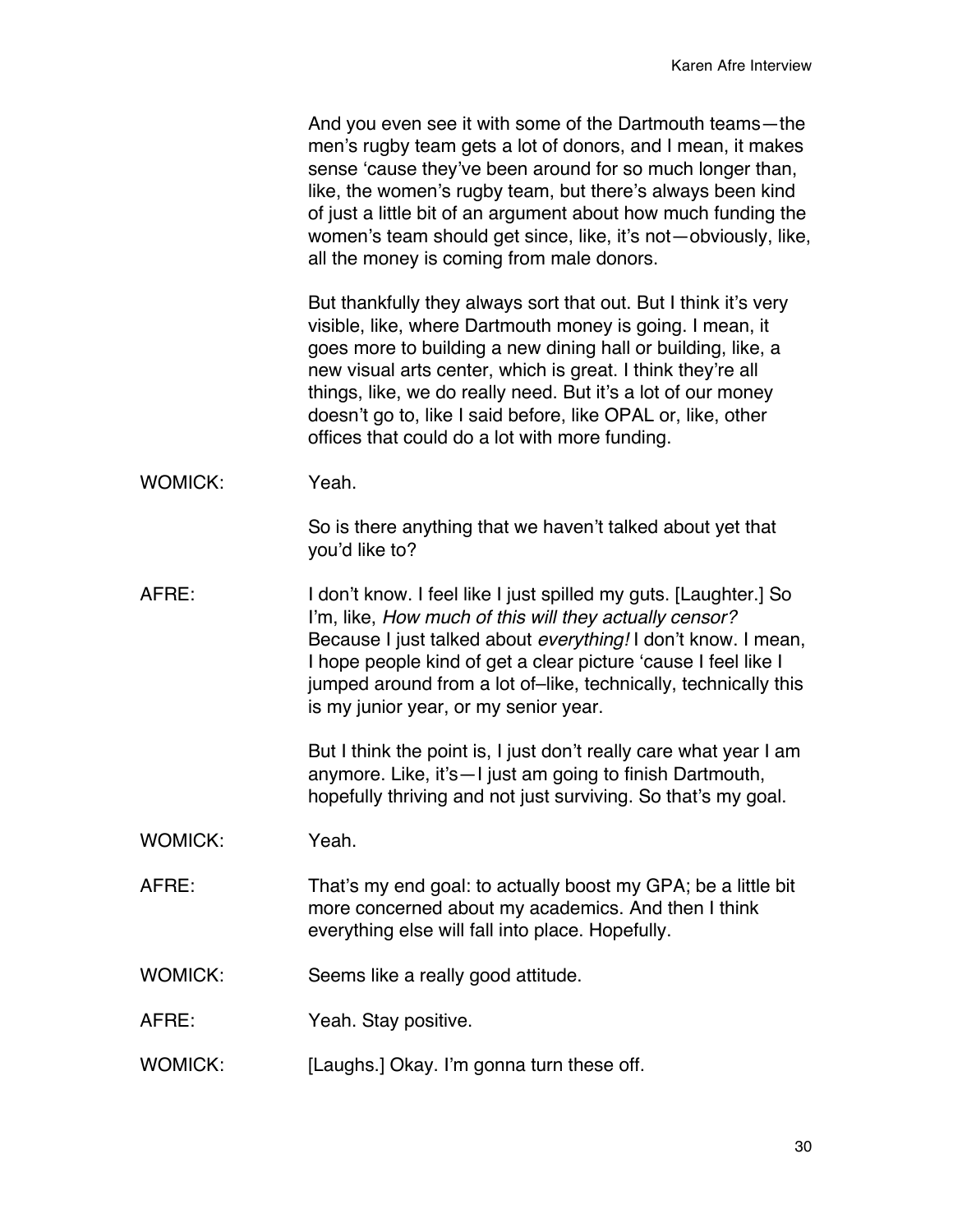And you even see it with some of the Dartmouth teams—the men's rugby team gets a lot of donors, and I mean, it makes sense 'cause they've been around for so much longer than, like, the women's rugby team, but there's always been kind of just a little bit of an argument about how much funding the women's team should get since, like, it's not—obviously, like, all the money is coming from male donors.

But thankfully they always sort that out. But I think it's very visible, like, where Dartmouth money is going. I mean, it goes more to building a new dining hall or building, like, a new visual arts center, which is great. I think they're all things, like, we do really need. But it's a lot of our money doesn't go to, like I said before, like OPAL or, like, other offices that could do a lot with more funding.

WOMICK: Yeah.

So is there anything that we haven't talked about yet that you'd like to?

AFRE: I don't know. I feel like I just spilled my guts. [Laughter.] So I'm, like, *How much of this will they actually censor?* Because I just talked about *everything!* I don't know. I mean, I hope people kind of get a clear picture 'cause I feel like I jumped around from a lot of–like, technically, technically this is my junior year, or my senior year.

But I think the point is, I just don't really care what year I am anymore. Like, it's—I just am going to finish Dartmouth, hopefully thriving and not just surviving. So that's my goal.

WOMICK: Yeah.

AFRE: That's my end goal: to actually boost my GPA; be a little bit more concerned about my academics. And then I think everything else will fall into place. Hopefully.

WOMICK: Seems like a really good attitude.

AFRE: Yeah. Stay positive.

WOMICK: [Laughs.] Okay. I'm gonna turn these off.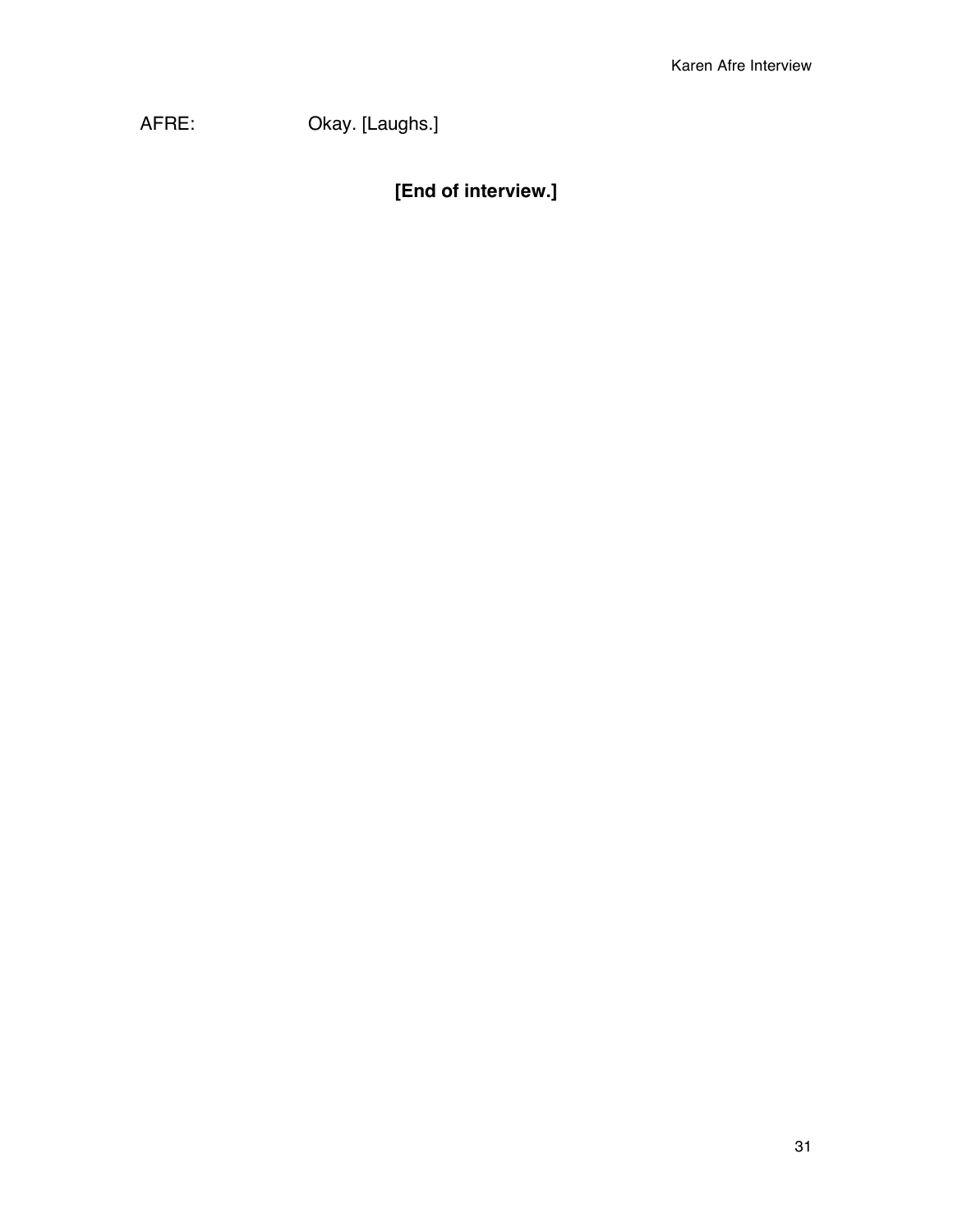AFRE: Okay. [Laughs.]

**[End of interview.]**